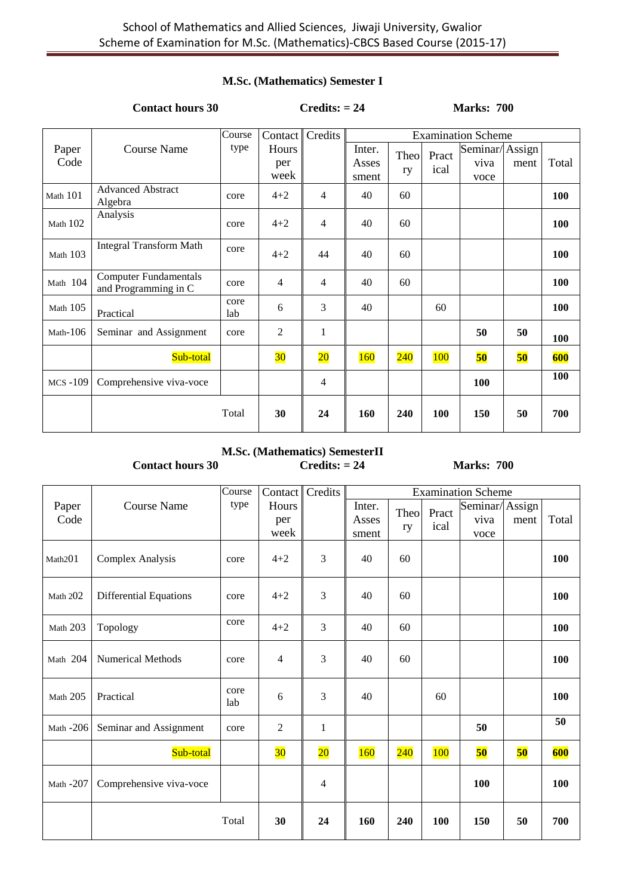School of Mathematics and Allied Sciences, Jiwaji University, Gwalior
Scheme of Examination for M.Sc. (Mathematics)-CBCS Based Course (2015-17)

## M.Sc. (Mathematics) Semester I

**Contact hours 30** **Credits: = 24** **Marks: 700**

| Paper Code | Course Name | Course type | Contact Hours per week | Credits | Examination Scheme | | | | | |
|---|---|---|---|---|---|---|---|---|---|---|
| | | | | | Inter. Assessment | Theory | Practical | Seminar/ viva voce | Assignment | Total |
| Math 101 | Advanced Abstract Algebra | core | 4+2 | 4 | 40 | 60 | | | | **100** |
| Math 102 | Analysis | core | 4+2 | 4 | 40 | 60 | | | | **100** |
| Math 103 | Integral Transform Math | core | 4+2 | 44 | 40 | 60 | | | | **100** |
| Math 104 | Computer Fundamentals and Programming in C | core | 4 | 4 | 40 | 60 | | | | **100** |
| Math 105 | Practical | core lab | 6 | 3 | 40 | | 60 | | | **100** |
| Math-106 | Seminar and Assignment | core | 2 | 1 | | | | **50** | **50** | **100** |
| | Sub-total | | 30 | 20 | 160 | 240 | 100 | **50** | **50** | **600** |
| MCS -109 | Comprehensive viva-voce | | | 4 | | | | **100** | | **100** |
| | Total | | **30** | **24** | **160** | **240** | **100** | **150** | **50** | **700** |

## M.Sc. (Mathematics) SemesterII

**Contact hours 30** **Credits: = 24** **Marks: 700**

| Paper Code | Course Name | Course type | Contact Hours per week | Credits | Examination Scheme | | | | | |
|---|---|---|---|---|---|---|---|---|---|---|
| | | | | | Inter. Assessment | Theory | Practical | Seminar/ viva voce | Assignment | Total |
| Math201 | Complex Analysis | core | 4+2 | 3 | 40 | 60 | | | | **100** |
| Math 202 | Differential Equations | core | 4+2 | 3 | 40 | 60 | | | | **100** |
| Math 203 | Topology | core | 4+2 | 3 | 40 | 60 | | | | **100** |
| Math 204 | Numerical Methods | core | 4 | 3 | 40 | 60 | | | | **100** |
| Math 205 | Practical | core lab | 6 | 3 | 40 | | 60 | | | **100** |
| Math -206 | Seminar and Assignment | core | 2 | 1 | | | | **50** | | **50** |
| | Sub-total | | 30 | 20 | 160 | 240 | 100 | **50** | **50** | **600** |
| Math -207 | Comprehensive viva-voce | | | 4 | | | | **100** | | **100** |
| | Total | | **30** | **24** | **160** | **240** | **100** | **150** | **50** | **700** |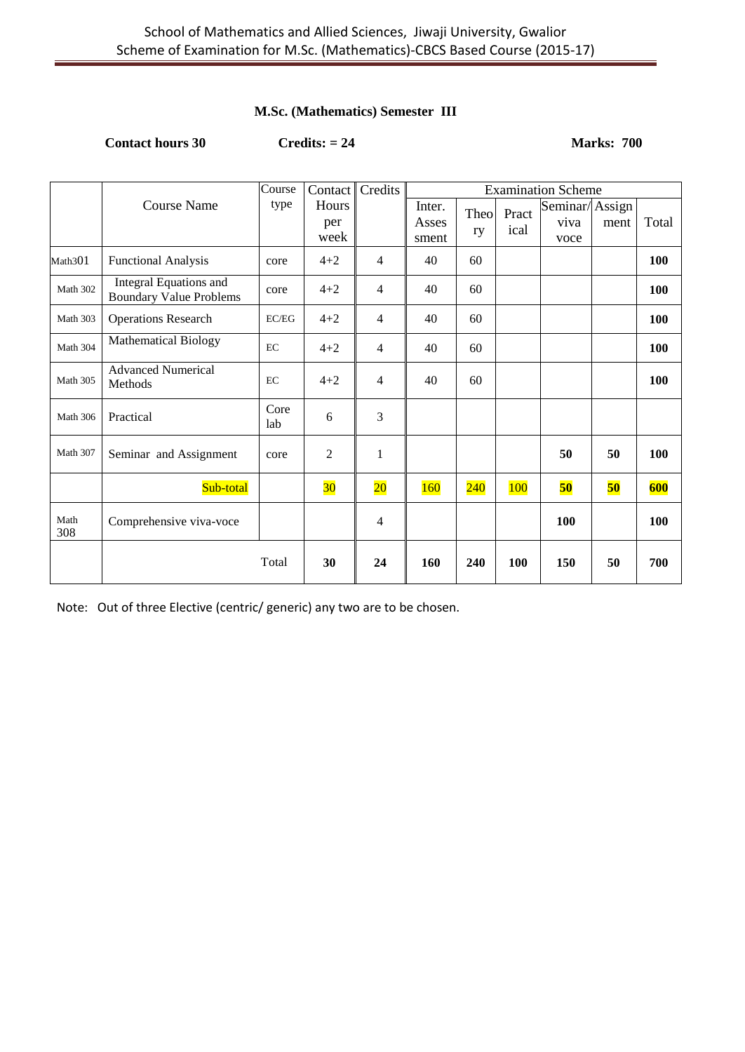## M.Sc. (Mathematics) Semester III

**Contact hours 30** **Credits: = 24** **Marks: 700**

| | Course Name | Course type | Contact Hours per week | Credits | Examination Scheme | | | | | |
|---|---|---|---|---|---|---|---|---|---|---|
| | | | | | Inter. Assessment | Theory | Practical | Seminar/ viva voce | Assignment | Total |
| Math301 | Functional Analysis | core | 4+2 | 4 | 40 | 60 | | | | **100** |
| Math 302 | Integral Equations and Boundary Value Problems | core | 4+2 | 4 | 40 | 60 | | | | **100** |
| Math 303 | Operations Research | EC/EG | 4+2 | 4 | 40 | 60 | | | | **100** |
| Math 304 | Mathematical Biology | EC | 4+2 | 4 | 40 | 60 | | | | **100** |
| Math 305 | Advanced Numerical Methods | EC | 4+2 | 4 | 40 | 60 | | | | **100** |
| Math 306 | Practical | Core lab | 6 | 3 | | | | | | |
| Math 307 | Seminar and Assignment | core | 2 | 1 | | | | **50** | **50** | **100** |
| | Sub-total | | 30 | 20 | 160 | 240 | 100 | **50** | **50** | **600** |
| Math 308 | Comprehensive viva-voce | | | 4 | | | | **100** | | **100** |
| | Total | | **30** | **24** | **160** | **240** | **100** | **150** | **50** | **700** |

Note: Out of three Elective (centric/ generic) any two are to be chosen.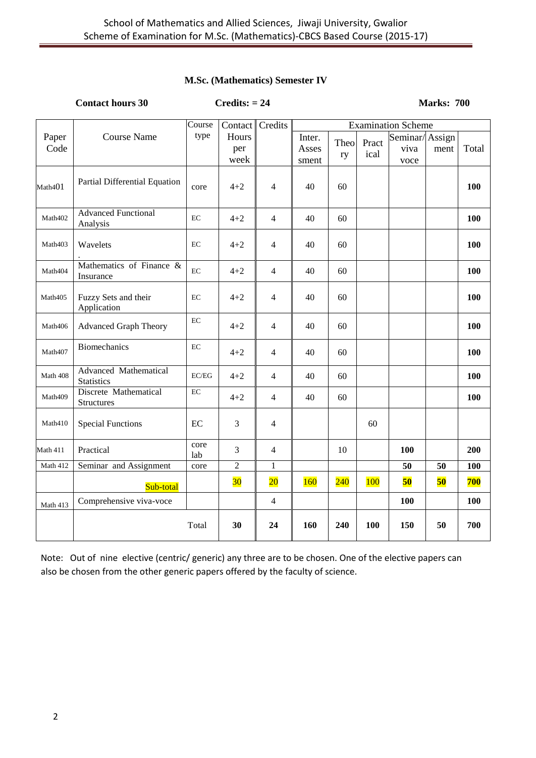## M.Sc. (Mathematics) Semester IV

**Contact hours 30** **Credits: = 24** **Marks: 700**

| Paper Code | Course Name | Course type | Contact Hours per week | Credits | Examination Scheme | | | | | |
|---|---|---|---|---|---|---|---|---|---|---|
| | | | | | Inter. Assessment | Theory | Practical | Seminar/ viva voce | Assignment | Total |
| Math401 | Partial Differential Equation | core | 4+2 | 4 | 40 | 60 | | | | **100** |
| Math402 | Advanced Functional Analysis | EC | 4+2 | 4 | 40 | 60 | | | | **100** |
| Math403 | Wavelets | EC | 4+2 | 4 | 40 | 60 | | | | **100** |
| Math404 | Mathematics of Finance & Insurance | EC | 4+2 | 4 | 40 | 60 | | | | **100** |
| Math405 | Fuzzy Sets and their Application | EC | 4+2 | 4 | 40 | 60 | | | | **100** |
| Math406 | Advanced Graph Theory | EC | 4+2 | 4 | 40 | 60 | | | | **100** |
| Math407 | Biomechanics | EC | 4+2 | 4 | 40 | 60 | | | | **100** |
| Math 408 | Advanced Mathematical Statistics | EC/EG | 4+2 | 4 | 40 | 60 | | | | **100** |
| Math409 | Discrete Mathematical Structures | EC | 4+2 | 4 | 40 | 60 | | | | **100** |
| Math410 | Special Functions | EC | 3 | 4 | | | 60 | | | |
| Math 411 | Practical | core lab | 3 | 4 | | 10 | | **100** | | **200** |
| Math 412 | Seminar and Assignment | core | 2 | 1 | | | | **50** | **50** | **100** |
| | Sub-total | | 30 | 20 | 160 | 240 | 100 | **50** | **50** | **700** |
| Math 413 | Comprehensive viva-voce | | | 4 | | | | **100** | | **100** |
| | Total | | **30** | **24** | **160** | **240** | **100** | **150** | **50** | **700** |

Note: Out of nine elective (centric/ generic) any three are to be chosen. One of the elective papers can also be chosen from the other generic papers offered by the faculty of science.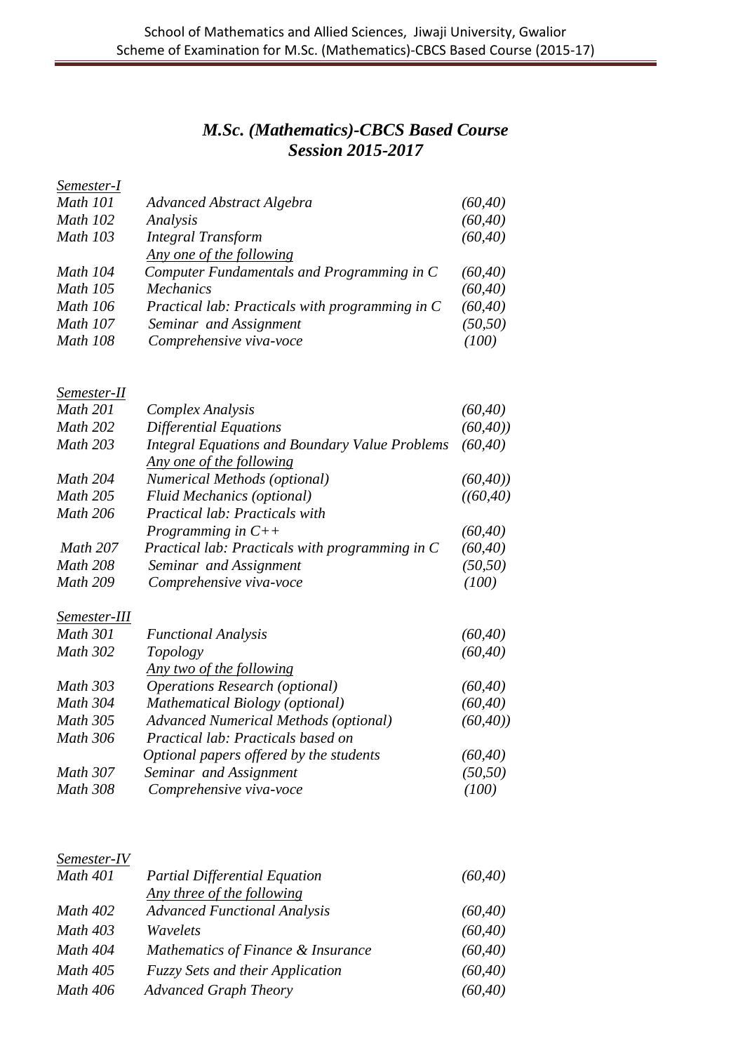# *M.Sc. (Mathematics)-CBCS Based Course*
## *Session 2015-2017*

<u>*Semester-I*</u>

| | | |
|---|---|---|
| *Math 101* | *Advanced Abstract Algebra* | *(60,40)* |
| *Math 102* | *Analysis* | *(60,40)* |
| *Math 103* | *Integral Transform* | *(60,40)* |
| | <u>*Any one of the following*</u> | |
| *Math 104* | *Computer Fundamentals and Programming in C* | *(60,40)* |
| *Math 105* | *Mechanics* | *(60,40)* |
| *Math 106* | *Practical lab: Practicals with programming in C* | *(60,40)* |
| *Math 107* | *Seminar and Assignment* | *(50,50)* |
| *Math 108* | *Comprehensive viva-voce* | *(100)* |

<u>*Semester-II*</u>

| | | |
|---|---|---|
| *Math 201* | *Complex Analysis* | *(60,40)* |
| *Math 202* | *Differential Equations* | *(60,40))* |
| *Math 203* | *Integral Equations and Boundary Value Problems* | *(60,40)* |
| | <u>*Any one of the following*</u> | |
| *Math 204* | *Numerical Methods (optional)* | *(60,40))* |
| *Math 205* | *Fluid Mechanics (optional)* | *((60,40)* |
| *Math 206* | *Practical lab: Practicals with Programming in C++* | *(60,40)* |
| *Math 207* | *Practical lab: Practicals with programming in C* | *(60,40)* |
| *Math 208* | *Seminar and Assignment* | *(50,50)* |
| *Math 209* | *Comprehensive viva-voce* | *(100)* |

<u>*Semester-III*</u>

| | | |
|---|---|---|
| *Math 301* | *Functional Analysis* | *(60,40)* |
| *Math 302* | *Topology* | *(60,40)* |
| | <u>*Any two of the following*</u> | |
| *Math 303* | *Operations Research (optional)* | *(60,40)* |
| *Math 304* | *Mathematical Biology (optional)* | *(60,40)* |
| *Math 305* | *Advanced Numerical Methods (optional)* | *(60,40))* |
| *Math 306* | *Practical lab: Practicals based on Optional papers offered by the students* | *(60,40)* |
| *Math 307* | *Seminar and Assignment* | *(50,50)* |
| *Math 308* | *Comprehensive viva-voce* | *(100)* |

<u>*Semester-IV*</u>

| | | |
|---|---|---|
| *Math 401* | *Partial Differential Equation* | *(60,40)* |
| | <u>*Any three of the following*</u> | |
| *Math 402* | *Advanced Functional Analysis* | *(60,40)* |
| *Math 403* | *Wavelets* | *(60,40)* |
| *Math 404* | *Mathematics of Finance & Insurance* | *(60,40)* |
| *Math 405* | *Fuzzy Sets and their Application* | *(60,40)* |
| *Math 406* | *Advanced Graph Theory* | *(60,40)* |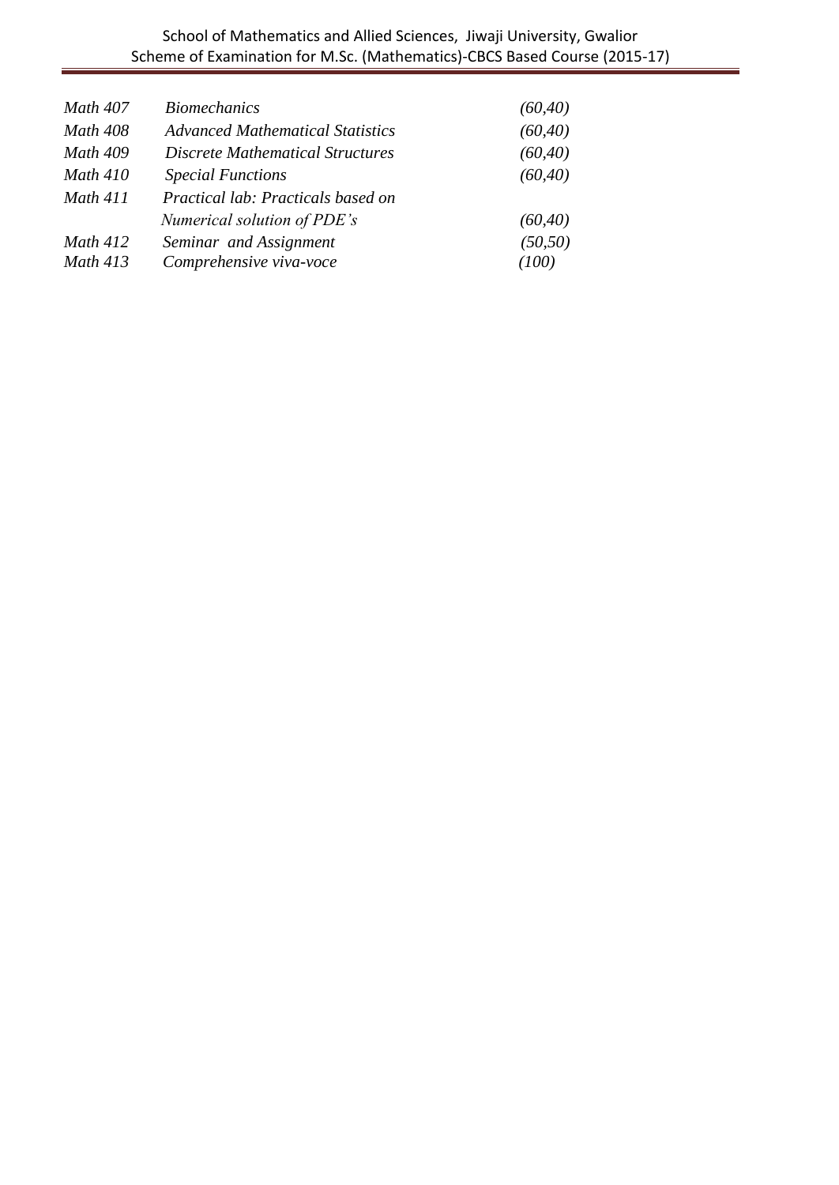| | | |
|---|---|---|
| *Math 407* | *Biomechanics* | *(60,40)* |
| *Math 408* | *Advanced Mathematical Statistics* | *(60,40)* |
| *Math 409* | *Discrete Mathematical Structures* | *(60,40)* |
| *Math 410* | *Special Functions* | *(60,40)* |
| *Math 411* | *Practical lab: Practicals based on Numerical solution of PDE's* | *(60,40)* |
| *Math 412* | *Seminar and Assignment* | *(50,50)* |
| *Math 413* | *Comprehensive viva-voce* | *(100)* |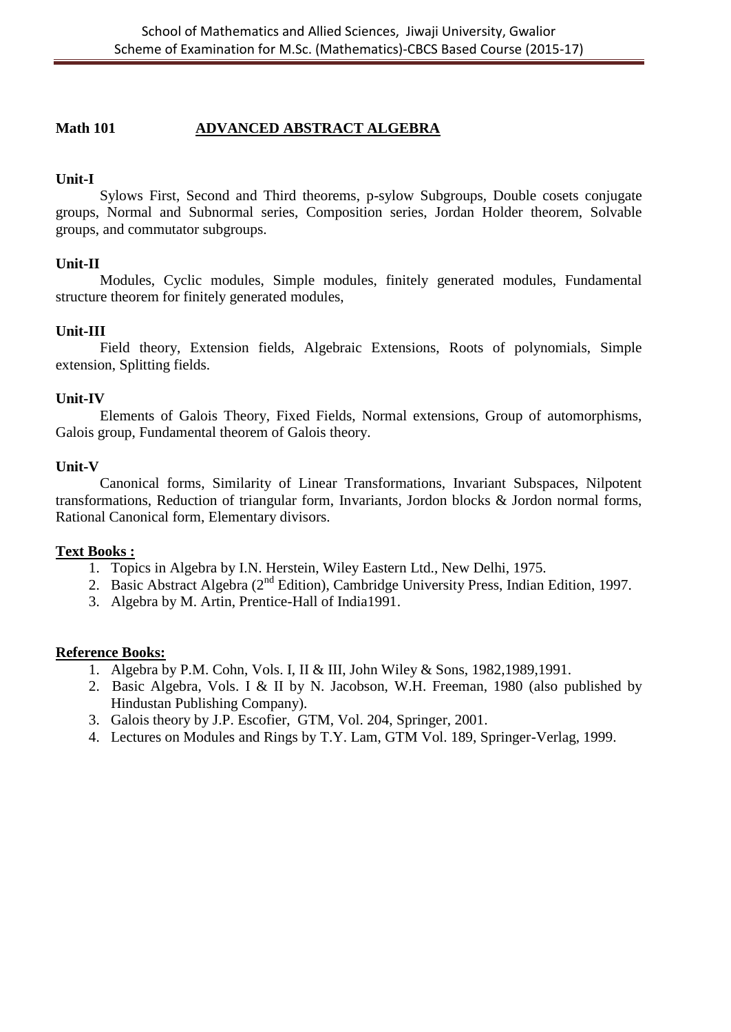**Math 101** **ADVANCED ABSTRACT ALGEBRA**

**Unit-I**

Sylows First, Second and Third theorems, p-sylow Subgroups, Double cosets conjugate groups, Normal and Subnormal series, Composition series, Jordan Holder theorem, Solvable groups, and commutator subgroups.

**Unit-II**

Modules, Cyclic modules, Simple modules, finitely generated modules, Fundamental structure theorem for finitely generated modules,

**Unit-III**

Field theory, Extension fields, Algebraic Extensions, Roots of polynomials, Simple extension, Splitting fields.

**Unit-IV**

Elements of Galois Theory, Fixed Fields, Normal extensions, Group of automorphisms, Galois group, Fundamental theorem of Galois theory.

**Unit-V**

Canonical forms, Similarity of Linear Transformations, Invariant Subspaces, Nilpotent transformations, Reduction of triangular form, Invariants, Jordon blocks & Jordon normal forms, Rational Canonical form, Elementary divisors.

**Text Books :**

1. Topics in Algebra by I.N. Herstein, Wiley Eastern Ltd., New Delhi, 1975.
2. Basic Abstract Algebra (2nd Edition), Cambridge University Press, Indian Edition, 1997.
3. Algebra by M. Artin, Prentice-Hall of India1991.

**Reference Books:**

1. Algebra by P.M. Cohn, Vols. I, II & III, John Wiley & Sons, 1982,1989,1991.
2. Basic Algebra, Vols. I & II by N. Jacobson, W.H. Freeman, 1980 (also published by Hindustan Publishing Company).
3. Galois theory by J.P. Escofier, GTM, Vol. 204, Springer, 2001.
4. Lectures on Modules and Rings by T.Y. Lam, GTM Vol. 189, Springer-Verlag, 1999.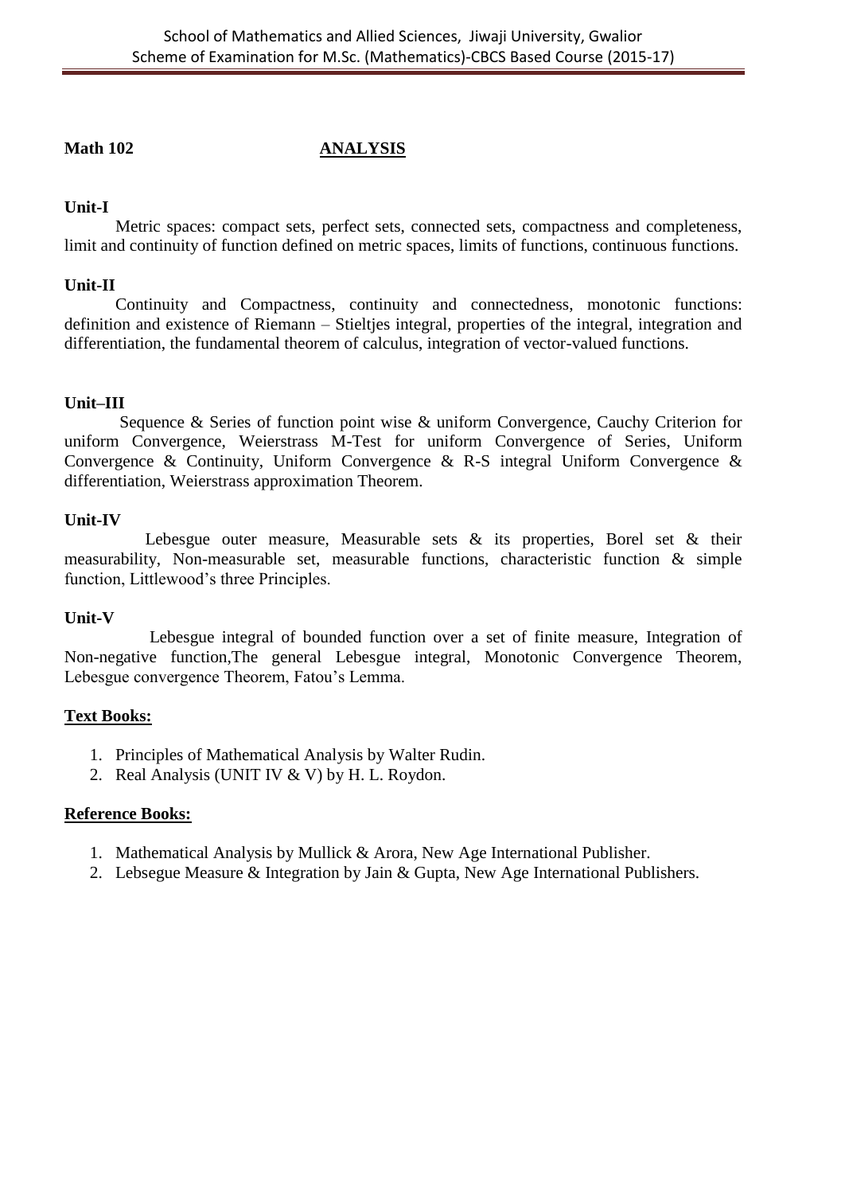**Math 102** **ANALYSIS**

**Unit-I**

Metric spaces: compact sets, perfect sets, connected sets, compactness and completeness, limit and continuity of function defined on metric spaces, limits of functions, continuous functions.

**Unit-II**

Continuity and Compactness, continuity and connectedness, monotonic functions: definition and existence of Riemann – Stieltjes integral, properties of the integral, integration and differentiation, the fundamental theorem of calculus, integration of vector-valued functions.

**Unit–III**

Sequence & Series of function point wise & uniform Convergence, Cauchy Criterion for uniform Convergence, Weierstrass M-Test for uniform Convergence of Series, Uniform Convergence & Continuity, Uniform Convergence & R-S integral Uniform Convergence & differentiation, Weierstrass approximation Theorem.

**Unit-IV**

Lebesgue outer measure, Measurable sets & its properties, Borel set & their measurability, Non-measurable set, measurable functions, characteristic function & simple function, Littlewood's three Principles.

**Unit-V**

Lebesgue integral of bounded function over a set of finite measure, Integration of Non-negative function,The general Lebesgue integral, Monotonic Convergence Theorem, Lebesgue convergence Theorem, Fatou's Lemma.

**Text Books:**

1. Principles of Mathematical Analysis by Walter Rudin.
2. Real Analysis (UNIT IV & V) by H. L. Roydon.

**Reference Books:**

1. Mathematical Analysis by Mullick & Arora, New Age International Publisher.
2. Lebsegue Measure & Integration by Jain & Gupta, New Age International Publishers.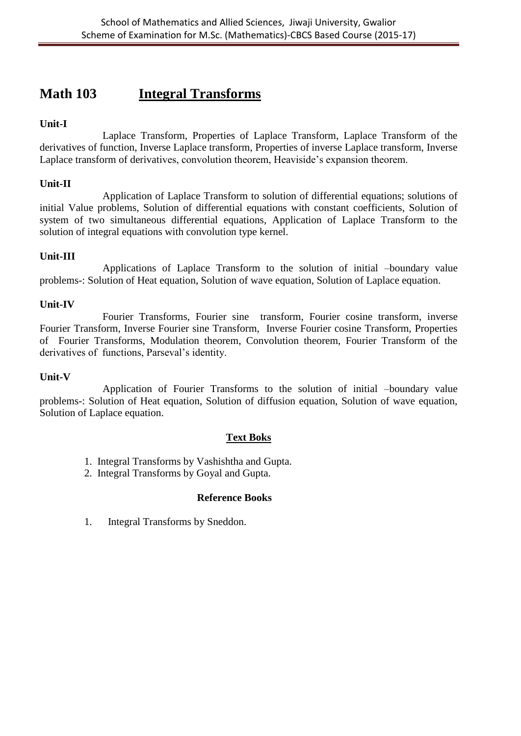# Math 103 Integral Transforms

**Unit-I**

Laplace Transform, Properties of Laplace Transform, Laplace Transform of the derivatives of function, Inverse Laplace transform, Properties of inverse Laplace transform, Inverse Laplace transform of derivatives, convolution theorem, Heaviside's expansion theorem.

**Unit-II**

Application of Laplace Transform to solution of differential equations; solutions of initial Value problems, Solution of differential equations with constant coefficients, Solution of system of two simultaneous differential equations, Application of Laplace Transform to the solution of integral equations with convolution type kernel.

**Unit-III**

Applications of Laplace Transform to the solution of initial –boundary value problems-: Solution of Heat equation, Solution of wave equation, Solution of Laplace equation.

**Unit-IV**

Fourier Transforms, Fourier sine transform, Fourier cosine transform, inverse Fourier Transform, Inverse Fourier sine Transform, Inverse Fourier cosine Transform, Properties of Fourier Transforms, Modulation theorem, Convolution theorem, Fourier Transform of the derivatives of functions, Parseval's identity.

**Unit-V**

Application of Fourier Transforms to the solution of initial –boundary value problems-: Solution of Heat equation, Solution of diffusion equation, Solution of wave equation, Solution of Laplace equation.

**Text Boks**

1. Integral Transforms by Vashishtha and Gupta.
2. Integral Transforms by Goyal and Gupta.

**Reference Books**

1. Integral Transforms by Sneddon.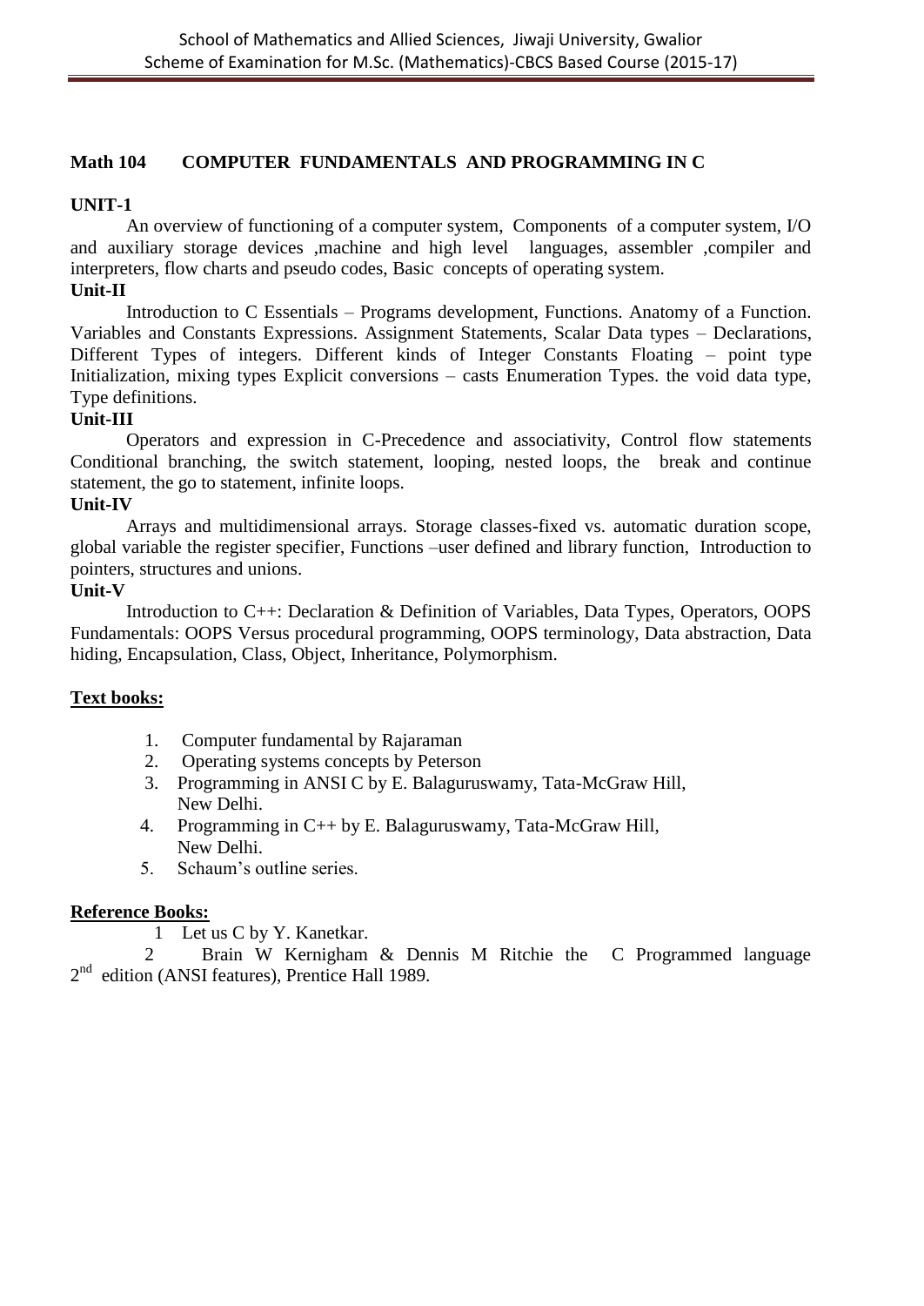## Math 104 COMPUTER FUNDAMENTALS AND PROGRAMMING IN C

**UNIT-1**

An overview of functioning of a computer system, Components of a computer system, I/O and auxiliary storage devices ,machine and high level languages, assembler ,compiler and interpreters, flow charts and pseudo codes, Basic concepts of operating system.

**Unit-II**

Introduction to C Essentials – Programs development, Functions. Anatomy of a Function. Variables and Constants Expressions. Assignment Statements, Scalar Data types – Declarations, Different Types of integers. Different kinds of Integer Constants Floating – point type Initialization, mixing types Explicit conversions – casts Enumeration Types. the void data type, Type definitions.

**Unit-III**

Operators and expression in C-Precedence and associativity, Control flow statements Conditional branching, the switch statement, looping, nested loops, the break and continue statement, the go to statement, infinite loops.

**Unit-IV**

Arrays and multidimensional arrays. Storage classes-fixed vs. automatic duration scope, global variable the register specifier, Functions –user defined and library function, Introduction to pointers, structures and unions.

**Unit-V**

Introduction to C++: Declaration & Definition of Variables, Data Types, Operators, OOPS Fundamentals: OOPS Versus procedural programming, OOPS terminology, Data abstraction, Data hiding, Encapsulation, Class, Object, Inheritance, Polymorphism.

**Text books:**

1. Computer fundamental by Rajaraman
2. Operating systems concepts by Peterson
3. Programming in ANSI C by E. Balaguruswamy, Tata-McGraw Hill, New Delhi.
4. Programming in C++ by E. Balaguruswamy, Tata-McGraw Hill, New Delhi.
5. Schaum's outline series.

**Reference Books:**

1 Let us C by Y. Kanetkar.

2 Brain W Kernigham & Dennis M Ritchie the C Programmed language 2nd edition (ANSI features), Prentice Hall 1989.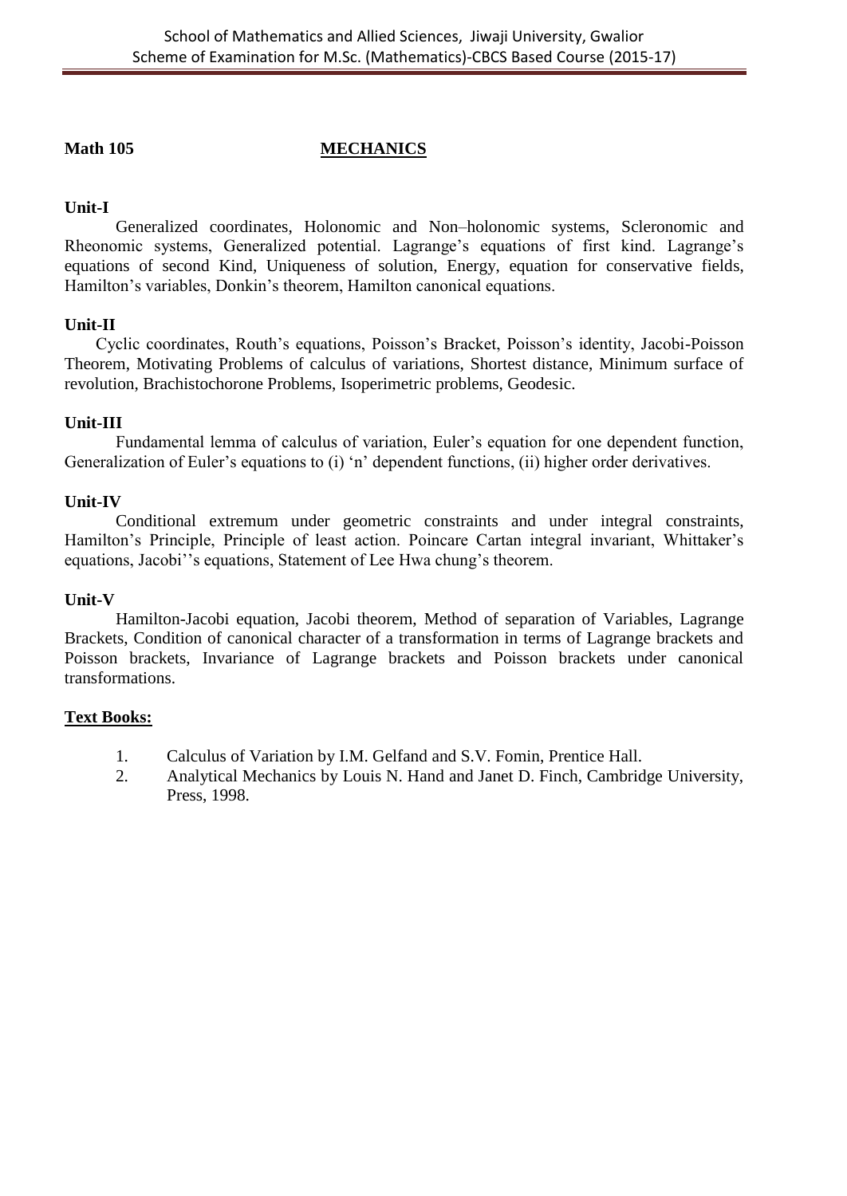**Math 105** **MECHANICS**

**Unit-I**

Generalized coordinates, Holonomic and Non–holonomic systems, Scleronomic and Rheonomic systems, Generalized potential. Lagrange's equations of first kind. Lagrange's equations of second Kind, Uniqueness of solution, Energy, equation for conservative fields, Hamilton's variables, Donkin's theorem, Hamilton canonical equations.

**Unit-II**

Cyclic coordinates, Routh's equations, Poisson's Bracket, Poisson's identity, Jacobi-Poisson Theorem, Motivating Problems of calculus of variations, Shortest distance, Minimum surface of revolution, Brachistochorone Problems, Isoperimetric problems, Geodesic.

**Unit-III**

Fundamental lemma of calculus of variation, Euler's equation for one dependent function, Generalization of Euler's equations to (i) 'n' dependent functions, (ii) higher order derivatives.

**Unit-IV**

Conditional extremum under geometric constraints and under integral constraints, Hamilton's Principle, Principle of least action. Poincare Cartan integral invariant, Whittaker's equations, Jacobi''s equations, Statement of Lee Hwa chung's theorem.

**Unit-V**

Hamilton-Jacobi equation, Jacobi theorem, Method of separation of Variables, Lagrange Brackets, Condition of canonical character of a transformation in terms of Lagrange brackets and Poisson brackets, Invariance of Lagrange brackets and Poisson brackets under canonical transformations.

**Text Books:**

1. Calculus of Variation by I.M. Gelfand and S.V. Fomin, Prentice Hall.
2. Analytical Mechanics by Louis N. Hand and Janet D. Finch, Cambridge University, Press, 1998.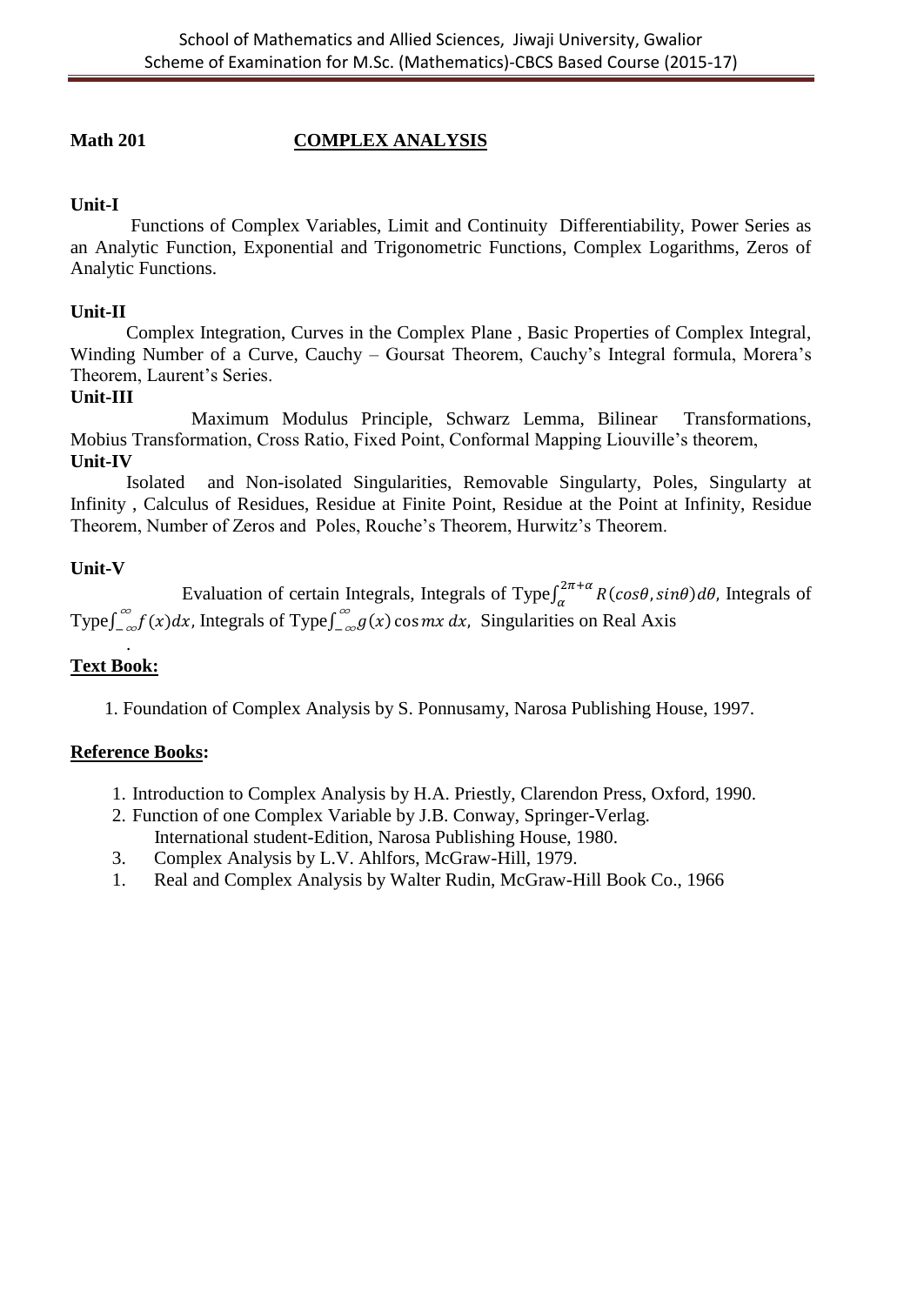**Math 201 COMPLEX ANALYSIS**

**Unit-I**

Functions of Complex Variables, Limit and Continuity Differentiability, Power Series as an Analytic Function, Exponential and Trigonometric Functions, Complex Logarithms, Zeros of Analytic Functions.

**Unit-II**

Complex Integration, Curves in the Complex Plane , Basic Properties of Complex Integral, Winding Number of a Curve, Cauchy – Goursat Theorem, Cauchy's Integral formula, Morera's Theorem, Laurent's Series.

**Unit-III**

Maximum Modulus Principle, Schwarz Lemma, Bilinear Transformations, Mobius Transformation, Cross Ratio, Fixed Point, Conformal Mapping Liouville's theorem,

**Unit-IV**

Isolated and Non-isolated Singularities, Removable Singularty, Poles, Singularty at Infinity , Calculus of Residues, Residue at Finite Point, Residue at the Point at Infinity, Residue Theorem, Number of Zeros and Poles, Rouche's Theorem, Hurwitz's Theorem.

**Unit-V**

Evaluation of certain Integrals, Integrals of Type $\int_{\alpha}^{2\pi+\alpha} R(cos\theta, sin\theta)d\theta$, Integrals of Type $\int_{-\infty}^{\infty} f(x)dx$, Integrals of Type $\int_{-\infty}^{\infty} g(x)\cos mx\, dx$, Singularities on Real Axis

.

**Text Book:**

1. Foundation of Complex Analysis by S. Ponnusamy, Narosa Publishing House, 1997.

**Reference Books:**

1. Introduction to Complex Analysis by H.A. Priestly, Clarendon Press, Oxford, 1990.
2. Function of one Complex Variable by J.B. Conway, Springer-Verlag. International student-Edition, Narosa Publishing House, 1980.
3. Complex Analysis by L.V. Ahlfors, McGraw-Hill, 1979.
1. Real and Complex Analysis by Walter Rudin, McGraw-Hill Book Co., 1966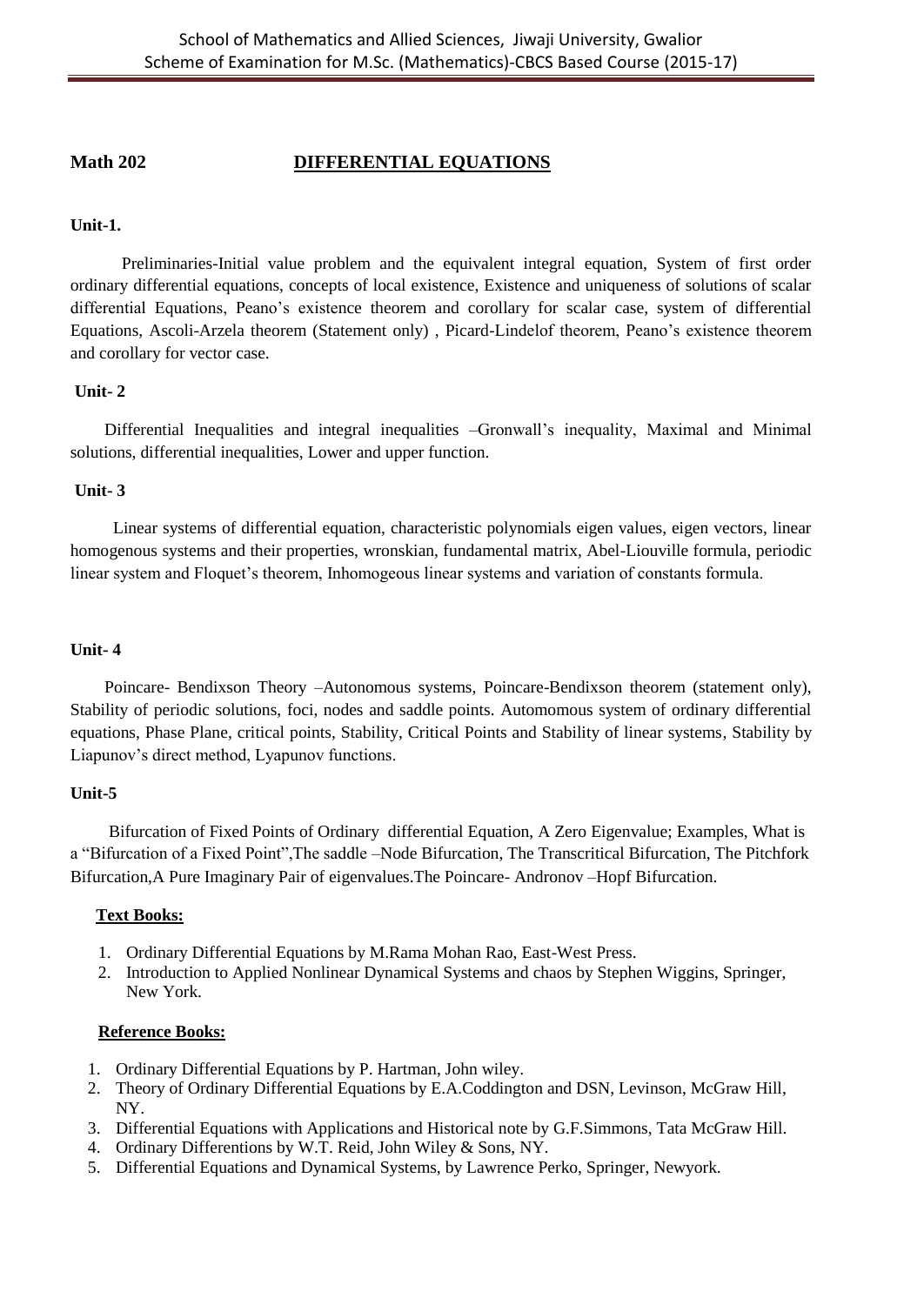## Math 202 DIFFERENTIAL EQUATIONS

**Unit-1.**

Preliminaries-Initial value problem and the equivalent integral equation, System of first order ordinary differential equations, concepts of local existence, Existence and uniqueness of solutions of scalar differential Equations, Peano's existence theorem and corollary for scalar case, system of differential Equations, Ascoli-Arzela theorem (Statement only) , Picard-Lindelof theorem, Peano's existence theorem and corollary for vector case.

**Unit- 2**

Differential Inequalities and integral inequalities –Gronwall's inequality, Maximal and Minimal solutions, differential inequalities, Lower and upper function.

**Unit- 3**

Linear systems of differential equation, characteristic polynomials eigen values, eigen vectors, linear homogenous systems and their properties, wronskian, fundamental matrix, Abel-Liouville formula, periodic linear system and Floquet's theorem, Inhomogeous linear systems and variation of constants formula.

**Unit- 4**

Poincare- Bendixson Theory –Autonomous systems, Poincare-Bendixson theorem (statement only), Stability of periodic solutions, foci, nodes and saddle points. Automomous system of ordinary differential equations, Phase Plane, critical points, Stability, Critical Points and Stability of linear systems, Stability by Liapunov's direct method, Lyapunov functions.

**Unit-5**

Bifurcation of Fixed Points of Ordinary differential Equation, A Zero Eigenvalue; Examples, What is a "Bifurcation of a Fixed Point",The saddle –Node Bifurcation, The Transcritical Bifurcation, The Pitchfork Bifurcation,A Pure Imaginary Pair of eigenvalues.The Poincare- Andronov –Hopf Bifurcation.

**Text Books:**

1. Ordinary Differential Equations by M.Rama Mohan Rao, East-West Press.
2. Introduction to Applied Nonlinear Dynamical Systems and chaos by Stephen Wiggins, Springer, New York.

**Reference Books:**

1. Ordinary Differential Equations by P. Hartman, John wiley.
2. Theory of Ordinary Differential Equations by E.A.Coddington and DSN, Levinson, McGraw Hill, NY.
3. Differential Equations with Applications and Historical note by G.F.Simmons, Tata McGraw Hill.
4. Ordinary Differentions by W.T. Reid, John Wiley & Sons, NY.
5. Differential Equations and Dynamical Systems, by Lawrence Perko, Springer, Newyork.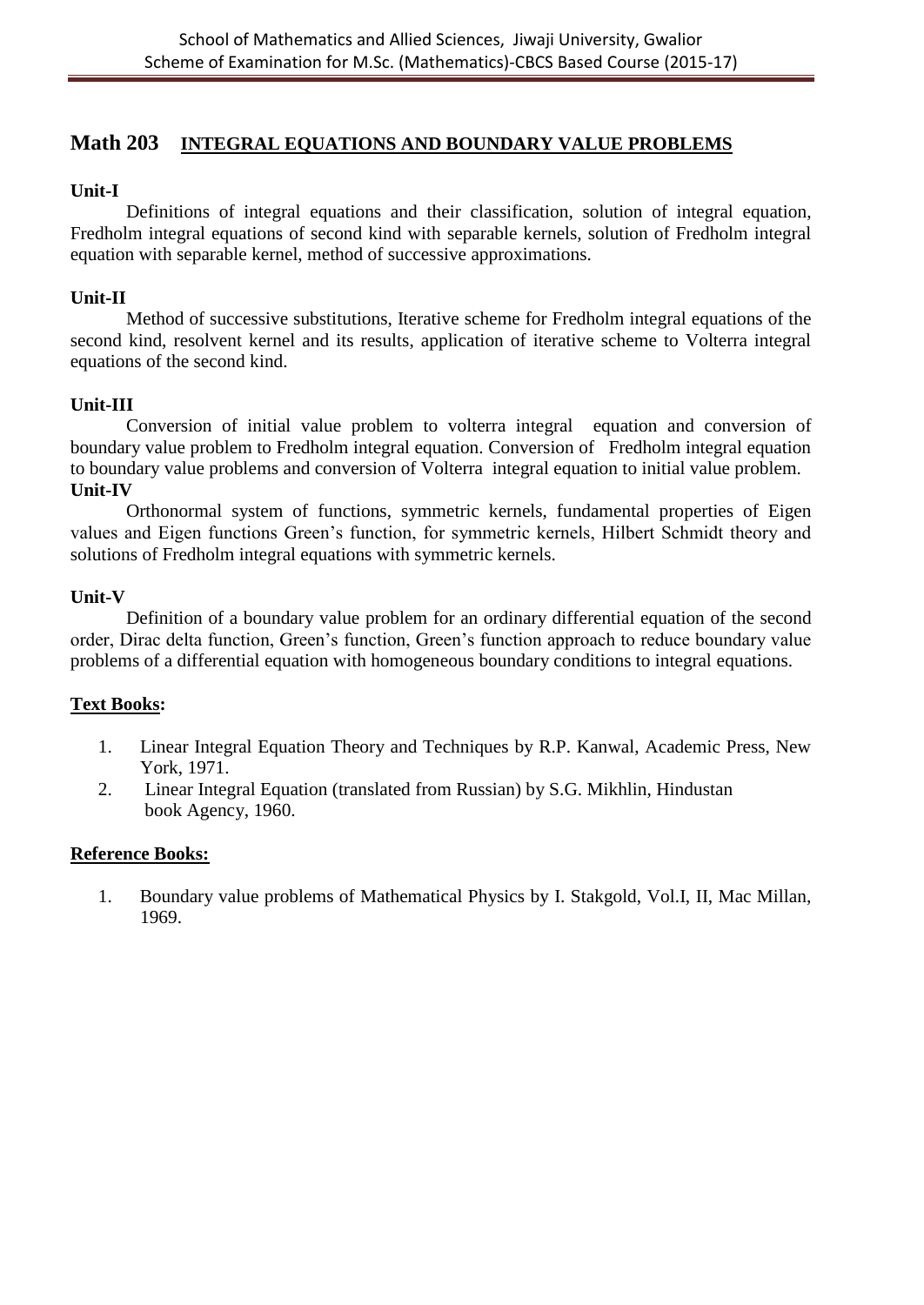## Math 203 INTEGRAL EQUATIONS AND BOUNDARY VALUE PROBLEMS

**Unit-I**

Definitions of integral equations and their classification, solution of integral equation, Fredholm integral equations of second kind with separable kernels, solution of Fredholm integral equation with separable kernel, method of successive approximations.

**Unit-II**

Method of successive substitutions, Iterative scheme for Fredholm integral equations of the second kind, resolvent kernel and its results, application of iterative scheme to Volterra integral equations of the second kind.

**Unit-III**

Conversion of initial value problem to volterra integral equation and conversion of boundary value problem to Fredholm integral equation. Conversion of Fredholm integral equation to boundary value problems and conversion of Volterra integral equation to initial value problem.

**Unit-IV**

Orthonormal system of functions, symmetric kernels, fundamental properties of Eigen values and Eigen functions Green's function, for symmetric kernels, Hilbert Schmidt theory and solutions of Fredholm integral equations with symmetric kernels.

**Unit-V**

Definition of a boundary value problem for an ordinary differential equation of the second order, Dirac delta function, Green's function, Green's function approach to reduce boundary value problems of a differential equation with homogeneous boundary conditions to integral equations.

**Text Books:**

1. Linear Integral Equation Theory and Techniques by R.P. Kanwal, Academic Press, New York, 1971.
2. Linear Integral Equation (translated from Russian) by S.G. Mikhlin, Hindustan book Agency, 1960.

**Reference Books:**

1. Boundary value problems of Mathematical Physics by I. Stakgold, Vol.I, II, Mac Millan, 1969.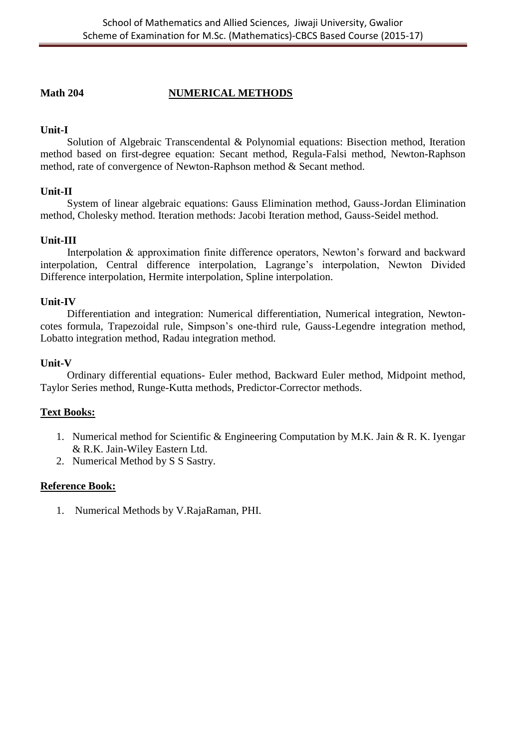**Math 204** **NUMERICAL METHODS**

**Unit-I**

Solution of Algebraic Transcendental & Polynomial equations: Bisection method, Iteration method based on first-degree equation: Secant method, Regula-Falsi method, Newton-Raphson method, rate of convergence of Newton-Raphson method & Secant method.

**Unit-II**

System of linear algebraic equations: Gauss Elimination method, Gauss-Jordan Elimination method, Cholesky method. Iteration methods: Jacobi Iteration method, Gauss-Seidel method.

**Unit-III**

Interpolation & approximation finite difference operators, Newton's forward and backward interpolation, Central difference interpolation, Lagrange's interpolation, Newton Divided Difference interpolation, Hermite interpolation, Spline interpolation.

**Unit-IV**

Differentiation and integration: Numerical differentiation, Numerical integration, Newton-cotes formula, Trapezoidal rule, Simpson's one-third rule, Gauss-Legendre integration method, Lobatto integration method, Radau integration method.

**Unit-V**

Ordinary differential equations- Euler method, Backward Euler method, Midpoint method, Taylor Series method, Runge-Kutta methods, Predictor-Corrector methods.

**Text Books:**

1. Numerical method for Scientific & Engineering Computation by M.K. Jain & R. K. Iyengar & R.K. Jain-Wiley Eastern Ltd.
2. Numerical Method by S S Sastry.

**Reference Book:**

1. Numerical Methods by V.RajaRaman, PHI.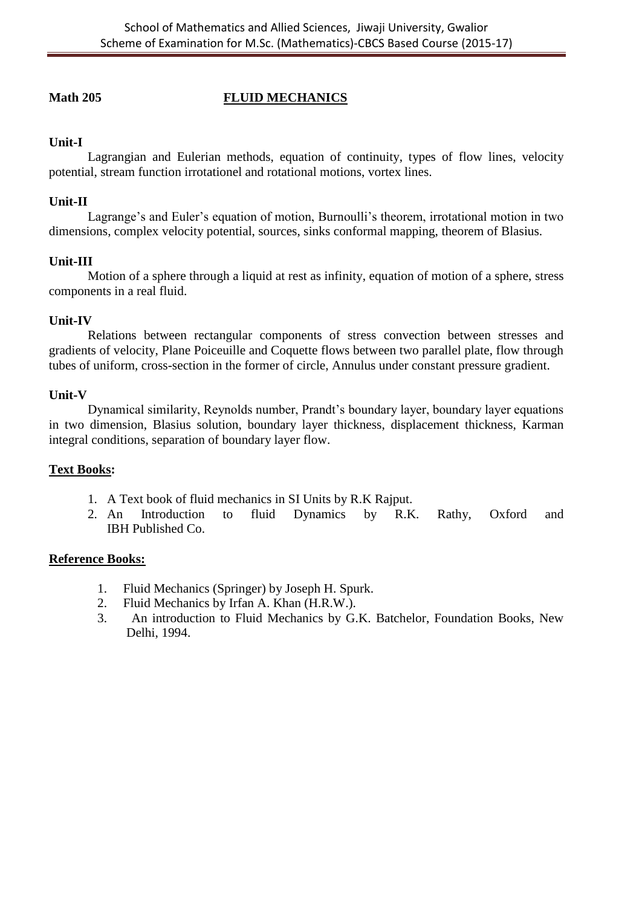**Math 205** **FLUID MECHANICS**

**Unit-I**

Lagrangian and Eulerian methods, equation of continuity, types of flow lines, velocity potential, stream function irrotationel and rotational motions, vortex lines.

**Unit-II**

Lagrange's and Euler's equation of motion, Burnoulli's theorem, irrotational motion in two dimensions, complex velocity potential, sources, sinks conformal mapping, theorem of Blasius.

**Unit-III**

Motion of a sphere through a liquid at rest as infinity, equation of motion of a sphere, stress components in a real fluid.

**Unit-IV**

Relations between rectangular components of stress convection between stresses and gradients of velocity, Plane Poiceuille and Coquette flows between two parallel plate, flow through tubes of uniform, cross-section in the former of circle, Annulus under constant pressure gradient.

**Unit-V**

Dynamical similarity, Reynolds number, Prandt's boundary layer, boundary layer equations in two dimension, Blasius solution, boundary layer thickness, displacement thickness, Karman integral conditions, separation of boundary layer flow.

**Text Books:**

1. A Text book of fluid mechanics in SI Units by R.K Rajput.
2. An Introduction to fluid Dynamics by R.K. Rathy, Oxford and IBH Published Co.

**Reference Books:**

1. Fluid Mechanics (Springer) by Joseph H. Spurk.
2. Fluid Mechanics by Irfan A. Khan (H.R.W.).
3. An introduction to Fluid Mechanics by G.K. Batchelor, Foundation Books, New Delhi, 1994.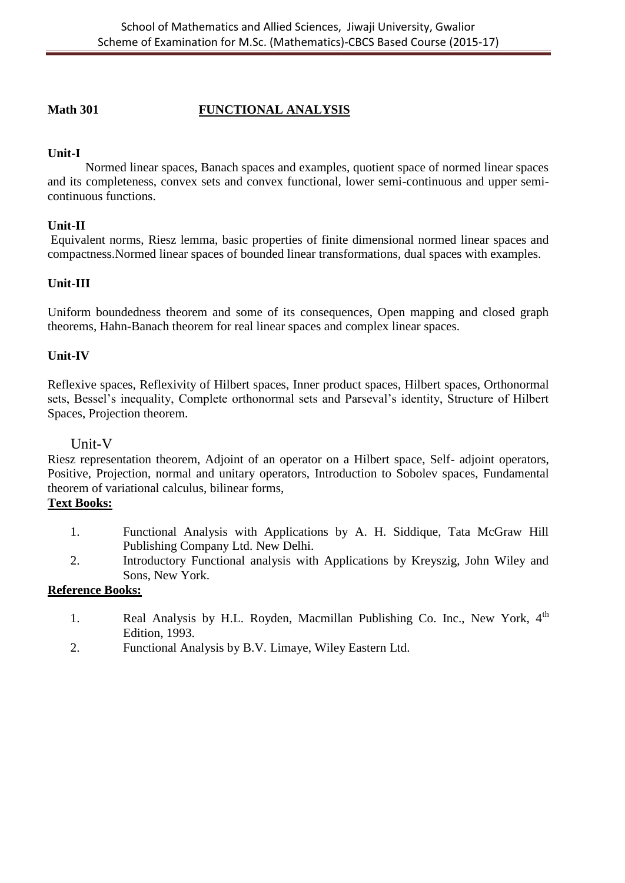**Math 301** **FUNCTIONAL ANALYSIS**

**Unit-I**

Normed linear spaces, Banach spaces and examples, quotient space of normed linear spaces and its completeness, convex sets and convex functional, lower semi-continuous and upper semi-continuous functions.

**Unit-II**

Equivalent norms, Riesz lemma, basic properties of finite dimensional normed linear spaces and compactness.Normed linear spaces of bounded linear transformations, dual spaces with examples.

**Unit-III**

Uniform boundedness theorem and some of its consequences, Open mapping and closed graph theorems, Hahn-Banach theorem for real linear spaces and complex linear spaces.

**Unit-IV**

Reflexive spaces, Reflexivity of Hilbert spaces, Inner product spaces, Hilbert spaces, Orthonormal sets, Bessel's inequality, Complete orthonormal sets and Parseval's identity, Structure of Hilbert Spaces, Projection theorem.

Unit-V

Riesz representation theorem, Adjoint of an operator on a Hilbert space, Self- adjoint operators, Positive, Projection, normal and unitary operators, Introduction to Sobolev spaces, Fundamental theorem of variational calculus, bilinear forms,

**Text Books:**

1. Functional Analysis with Applications by A. H. Siddique, Tata McGraw Hill Publishing Company Ltd. New Delhi.
2. Introductory Functional analysis with Applications by Kreyszig, John Wiley and Sons, New York.

**Reference Books:**

1. Real Analysis by H.L. Royden, Macmillan Publishing Co. Inc., New York, 4th Edition, 1993.
2. Functional Analysis by B.V. Limaye, Wiley Eastern Ltd.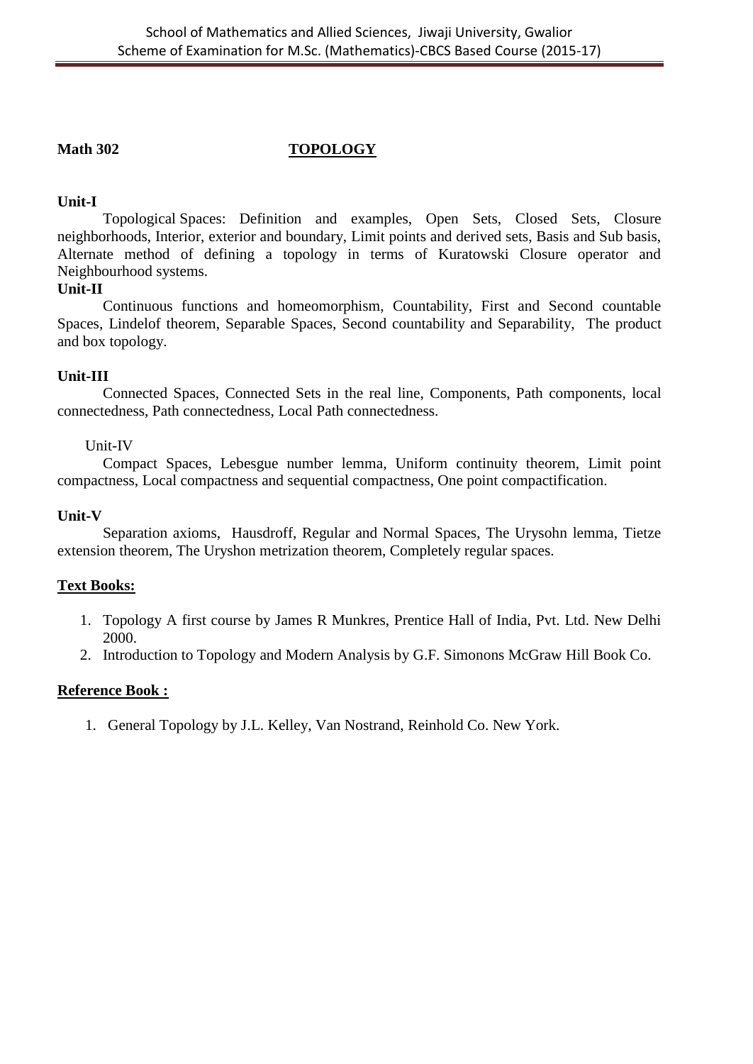**Math 302** **TOPOLOGY**

**Unit-I**

Topological Spaces: Definition and examples, Open Sets, Closed Sets, Closure neighborhoods, Interior, exterior and boundary, Limit points and derived sets, Basis and Sub basis, Alternate method of defining a topology in terms of Kuratowski Closure operator and Neighbourhood systems.

**Unit-II**

Continuous functions and homeomorphism, Countability, First and Second countable Spaces, Lindelof theorem, Separable Spaces, Second countability and Separability, The product and box topology.

**Unit-III**

Connected Spaces, Connected Sets in the real line, Components, Path components, local connectedness, Path connectedness, Local Path connectedness.

Unit-IV

Compact Spaces, Lebesgue number lemma, Uniform continuity theorem, Limit point compactness, Local compactness and sequential compactness, One point compactification.

**Unit-V**

Separation axioms, Hausdroff, Regular and Normal Spaces, The Urysohn lemma, Tietze extension theorem, The Uryshon metrization theorem, Completely regular spaces.

**Text Books:**

1. Topology A first course by James R Munkres, Prentice Hall of India, Pvt. Ltd. New Delhi 2000.
2. Introduction to Topology and Modern Analysis by G.F. Simonons McGraw Hill Book Co.

**Reference Book :**

1. General Topology by J.L. Kelley, Van Nostrand, Reinhold Co. New York.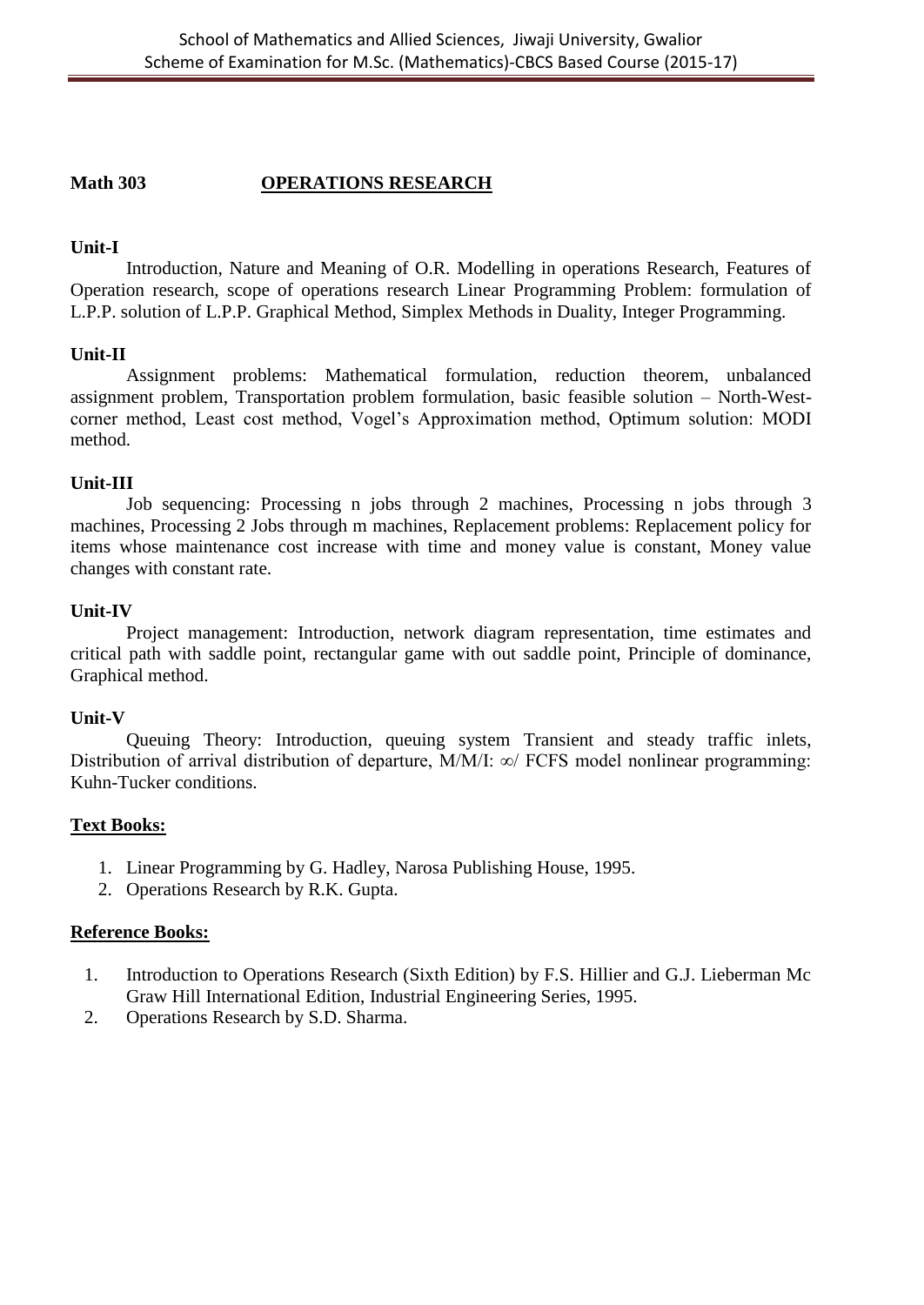**Math 303** **OPERATIONS RESEARCH**

**Unit-I**

Introduction, Nature and Meaning of O.R. Modelling in operations Research, Features of Operation research, scope of operations research Linear Programming Problem: formulation of L.P.P. solution of L.P.P. Graphical Method, Simplex Methods in Duality, Integer Programming.

**Unit-II**

Assignment problems: Mathematical formulation, reduction theorem, unbalanced assignment problem, Transportation problem formulation, basic feasible solution – North-West-corner method, Least cost method, Vogel's Approximation method, Optimum solution: MODI method.

**Unit-III**

Job sequencing: Processing n jobs through 2 machines, Processing n jobs through 3 machines, Processing 2 Jobs through m machines, Replacement problems: Replacement policy for items whose maintenance cost increase with time and money value is constant, Money value changes with constant rate.

**Unit-IV**

Project management: Introduction, network diagram representation, time estimates and critical path with saddle point, rectangular game with out saddle point, Principle of dominance, Graphical method.

**Unit-V**

Queuing Theory: Introduction, queuing system Transient and steady traffic inlets, Distribution of arrival distribution of departure, M/M/I: $\infty$/ FCFS model nonlinear programming: Kuhn-Tucker conditions.

**Text Books:**

1. Linear Programming by G. Hadley, Narosa Publishing House, 1995.
2. Operations Research by R.K. Gupta.

**Reference Books:**

1. Introduction to Operations Research (Sixth Edition) by F.S. Hillier and G.J. Lieberman Mc Graw Hill International Edition, Industrial Engineering Series, 1995.
2. Operations Research by S.D. Sharma.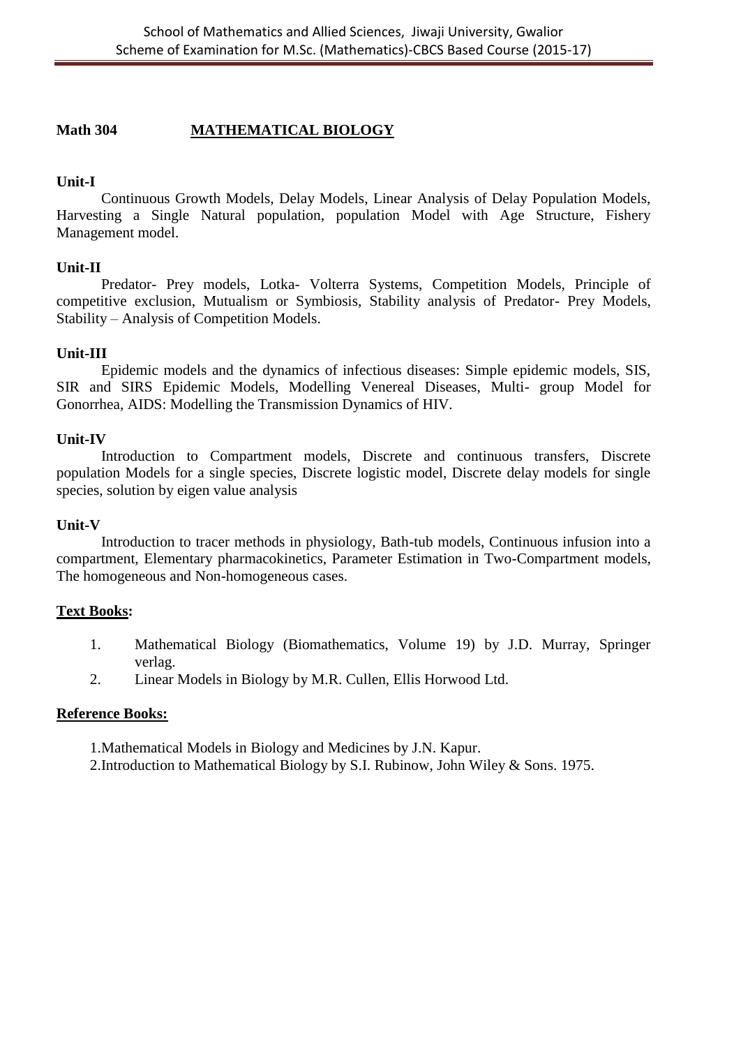## Math 304 MATHEMATICAL BIOLOGY

**Unit-I**

Continuous Growth Models, Delay Models, Linear Analysis of Delay Population Models, Harvesting a Single Natural population, population Model with Age Structure, Fishery Management model.

**Unit-II**

Predator- Prey models, Lotka- Volterra Systems, Competition Models, Principle of competitive exclusion, Mutualism or Symbiosis, Stability analysis of Predator- Prey Models, Stability – Analysis of Competition Models.

**Unit-III**

Epidemic models and the dynamics of infectious diseases: Simple epidemic models, SIS, SIR and SIRS Epidemic Models, Modelling Venereal Diseases, Multi- group Model for Gonorrhea, AIDS: Modelling the Transmission Dynamics of HIV.

**Unit-IV**

Introduction to Compartment models, Discrete and continuous transfers, Discrete population Models for a single species, Discrete logistic model, Discrete delay models for single species, solution by eigen value analysis

**Unit-V**

Introduction to tracer methods in physiology, Bath-tub models, Continuous infusion into a compartment, Elementary pharmacokinetics, Parameter Estimation in Two-Compartment models, The homogeneous and Non-homogeneous cases.

**Text Books:**

1. Mathematical Biology (Biomathematics, Volume 19) by J.D. Murray, Springer verlag.
2. Linear Models in Biology by M.R. Cullen, Ellis Horwood Ltd.

**Reference Books:**

1. Mathematical Models in Biology and Medicines by J.N. Kapur.
2. Introduction to Mathematical Biology by S.I. Rubinow, John Wiley & Sons. 1975.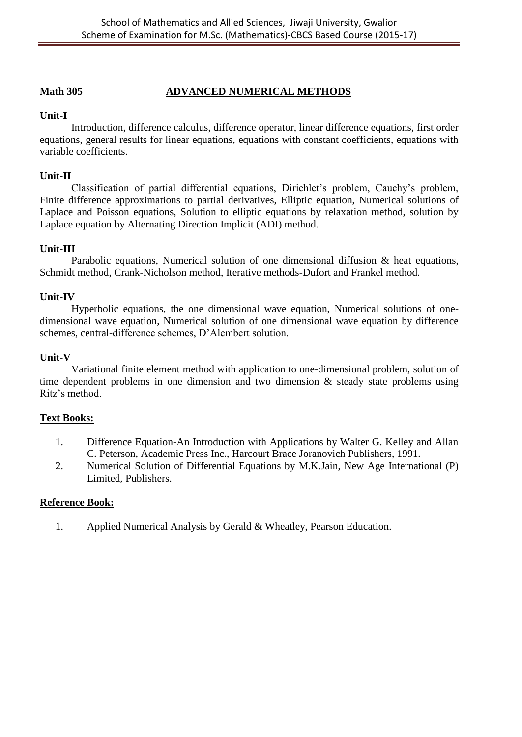## Math 305 ADVANCED NUMERICAL METHODS

**Unit-I**

Introduction, difference calculus, difference operator, linear difference equations, first order equations, general results for linear equations, equations with constant coefficients, equations with variable coefficients.

**Unit-II**

Classification of partial differential equations, Dirichlet's problem, Cauchy's problem, Finite difference approximations to partial derivatives, Elliptic equation, Numerical solutions of Laplace and Poisson equations, Solution to elliptic equations by relaxation method, solution by Laplace equation by Alternating Direction Implicit (ADI) method.

**Unit-III**

Parabolic equations, Numerical solution of one dimensional diffusion & heat equations, Schmidt method, Crank-Nicholson method, Iterative methods-Dufort and Frankel method.

**Unit-IV**

Hyperbolic equations, the one dimensional wave equation, Numerical solutions of one-dimensional wave equation, Numerical solution of one dimensional wave equation by difference schemes, central-difference schemes, D'Alembert solution.

**Unit-V**

Variational finite element method with application to one-dimensional problem, solution of time dependent problems in one dimension and two dimension & steady state problems using Ritz's method.

**Text Books:**

1. Difference Equation-An Introduction with Applications by Walter G. Kelley and Allan C. Peterson, Academic Press Inc., Harcourt Brace Joranovich Publishers, 1991.
2. Numerical Solution of Differential Equations by M.K.Jain, New Age International (P) Limited, Publishers.

**Reference Book:**

1. Applied Numerical Analysis by Gerald & Wheatley, Pearson Education.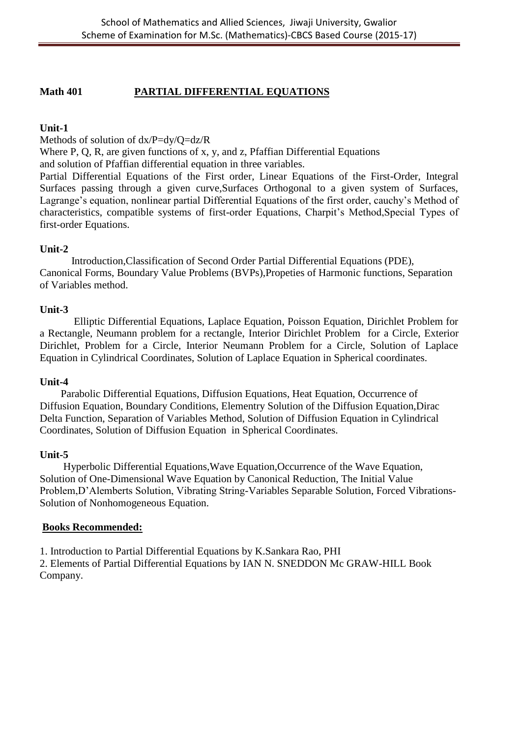**Math 401** **PARTIAL DIFFERENTIAL EQUATIONS**

**Unit-1**

Methods of solution of $dx/P=dy/Q=dz/R$

Where P, Q, R, are given functions of x, y, and z, Pfaffian Differential Equations and solution of Pfaffian differential equation in three variables.

Partial Differential Equations of the First order, Linear Equations of the First-Order, Integral Surfaces passing through a given curve,Surfaces Orthogonal to a given system of Surfaces, Lagrange's equation, nonlinear partial Differential Equations of the first order, cauchy's Method of characteristics, compatible systems of first-order Equations, Charpit's Method,Special Types of first-order Equations.

**Unit-2**

Introduction,Classification of Second Order Partial Differential Equations (PDE), Canonical Forms, Boundary Value Problems (BVPs),Propeties of Harmonic functions, Separation of Variables method.

**Unit-3**

Elliptic Differential Equations, Laplace Equation, Poisson Equation, Dirichlet Problem for a Rectangle, Neumann problem for a rectangle, Interior Dirichlet Problem for a Circle, Exterior Dirichlet, Problem for a Circle, Interior Neumann Problem for a Circle, Solution of Laplace Equation in Cylindrical Coordinates, Solution of Laplace Equation in Spherical coordinates.

**Unit-4**

Parabolic Differential Equations, Diffusion Equations, Heat Equation, Occurrence of Diffusion Equation, Boundary Conditions, Elementry Solution of the Diffusion Equation,Dirac Delta Function, Separation of Variables Method, Solution of Diffusion Equation in Cylindrical Coordinates, Solution of Diffusion Equation in Spherical Coordinates.

**Unit-5**

Hyperbolic Differential Equations,Wave Equation,Occurrence of the Wave Equation, Solution of One-Dimensional Wave Equation by Canonical Reduction, The Initial Value Problem,D'Alemberts Solution, Vibrating String-Variables Separable Solution, Forced Vibrations-Solution of Nonhomogeneous Equation.

**Books Recommended:**

1. Introduction to Partial Differential Equations by K.Sankara Rao, PHI
2. Elements of Partial Differential Equations by IAN N. SNEDDON Mc GRAW-HILL Book Company.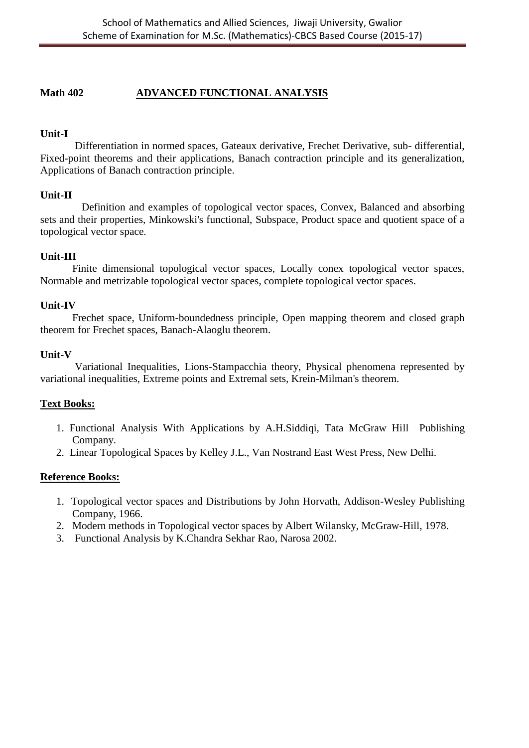**Math 402 ADVANCED FUNCTIONAL ANALYSIS**

**Unit-I**

Differentiation in normed spaces, Gateaux derivative, Frechet Derivative, sub- differential, Fixed-point theorems and their applications, Banach contraction principle and its generalization, Applications of Banach contraction principle.

**Unit-II**

Definition and examples of topological vector spaces, Convex, Balanced and absorbing sets and their properties, Minkowski's functional, Subspace, Product space and quotient space of a topological vector space.

**Unit-III**

Finite dimensional topological vector spaces, Locally conex topological vector spaces, Normable and metrizable topological vector spaces, complete topological vector spaces.

**Unit-IV**

Frechet space, Uniform-boundedness principle, Open mapping theorem and closed graph theorem for Frechet spaces, Banach-Alaoglu theorem.

**Unit-V**

Variational Inequalities, Lions-Stampacchia theory, Physical phenomena represented by variational inequalities, Extreme points and Extremal sets, Krein-Milman's theorem.

**Text Books:**

1. Functional Analysis With Applications by A.H.Siddiqi, Tata McGraw Hill Publishing Company.
2. Linear Topological Spaces by Kelley J.L., Van Nostrand East West Press, New Delhi.

**Reference Books:**

1. Topological vector spaces and Distributions by John Horvath, Addison-Wesley Publishing Company, 1966.
2. Modern methods in Topological vector spaces by Albert Wilansky, McGraw-Hill, 1978.
3. Functional Analysis by K.Chandra Sekhar Rao, Narosa 2002.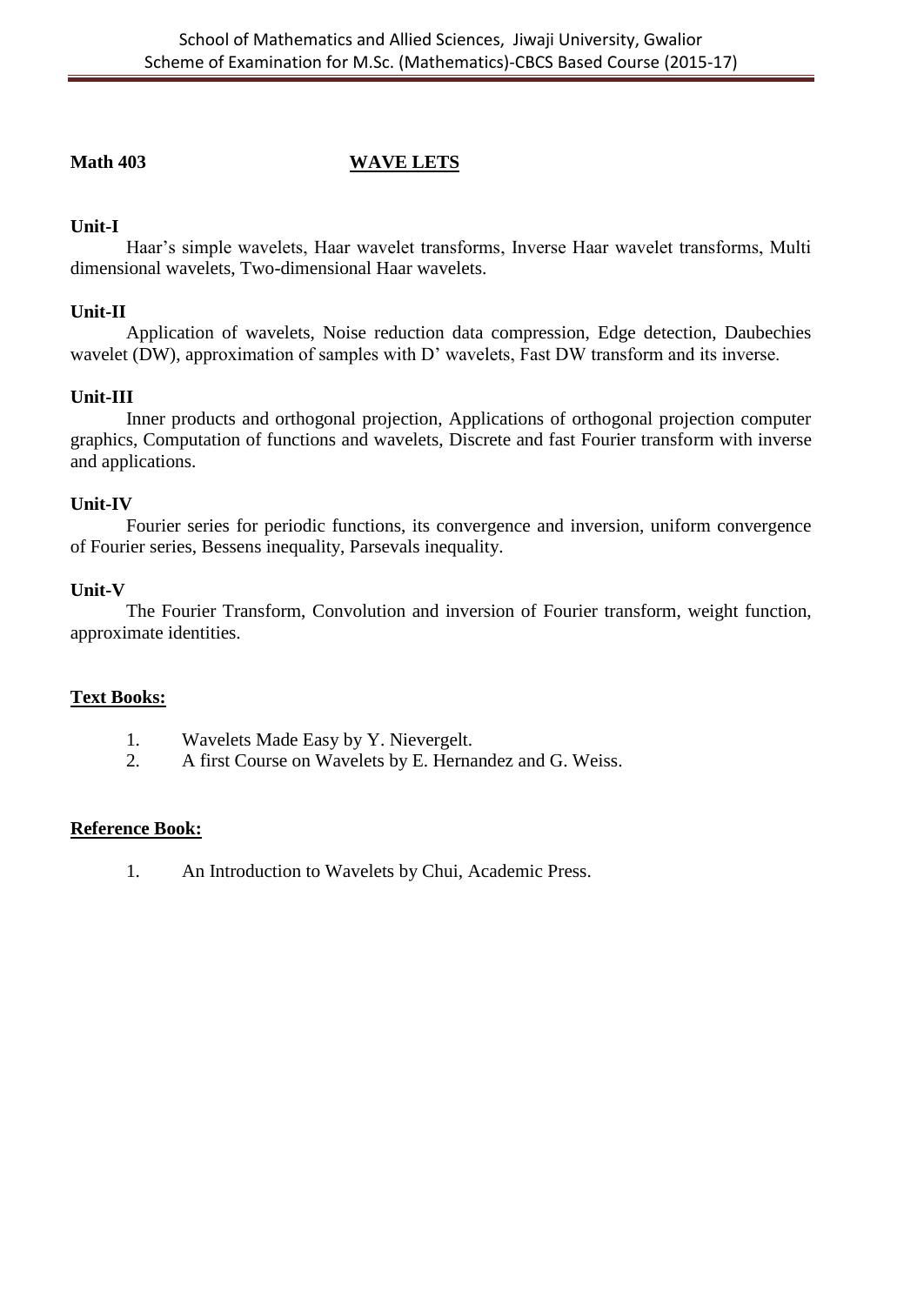**Math 403** **WAVE LETS**

**Unit-I**

Haar's simple wavelets, Haar wavelet transforms, Inverse Haar wavelet transforms, Multi dimensional wavelets, Two-dimensional Haar wavelets.

**Unit-II**

Application of wavelets, Noise reduction data compression, Edge detection, Daubechies wavelet (DW), approximation of samples with D' wavelets, Fast DW transform and its inverse.

**Unit-III**

Inner products and orthogonal projection, Applications of orthogonal projection computer graphics, Computation of functions and wavelets, Discrete and fast Fourier transform with inverse and applications.

**Unit-IV**

Fourier series for periodic functions, its convergence and inversion, uniform convergence of Fourier series, Bessens inequality, Parsevals inequality.

**Unit-V**

The Fourier Transform, Convolution and inversion of Fourier transform, weight function, approximate identities.

**Text Books:**

1. Wavelets Made Easy by Y. Nievergelt.
2. A first Course on Wavelets by E. Hernandez and G. Weiss.

**Reference Book:**

1. An Introduction to Wavelets by Chui, Academic Press.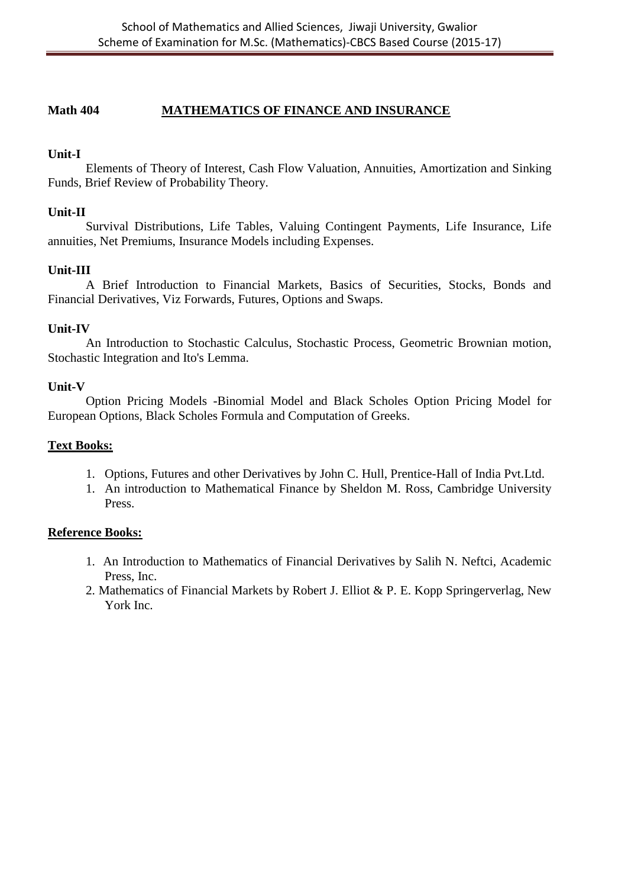**Math 404** **MATHEMATICS OF FINANCE AND INSURANCE**

**Unit-I**

Elements of Theory of Interest, Cash Flow Valuation, Annuities, Amortization and Sinking Funds, Brief Review of Probability Theory.

**Unit-II**

Survival Distributions, Life Tables, Valuing Contingent Payments, Life Insurance, Life annuities, Net Premiums, Insurance Models including Expenses.

**Unit-III**

A Brief Introduction to Financial Markets, Basics of Securities, Stocks, Bonds and Financial Derivatives, Viz Forwards, Futures, Options and Swaps.

**Unit-IV**

An Introduction to Stochastic Calculus, Stochastic Process, Geometric Brownian motion, Stochastic Integration and Ito's Lemma.

**Unit-V**

Option Pricing Models -Binomial Model and Black Scholes Option Pricing Model for European Options, Black Scholes Formula and Computation of Greeks.

**Text Books:**

1. Options, Futures and other Derivatives by John C. Hull, Prentice-Hall of India Pvt.Ltd.
1. An introduction to Mathematical Finance by Sheldon M. Ross, Cambridge University Press.

**Reference Books:**

1. An Introduction to Mathematics of Financial Derivatives by Salih N. Neftci, Academic Press, Inc.
2. Mathematics of Financial Markets by Robert J. Elliot & P. E. Kopp Springerverlag, New York Inc.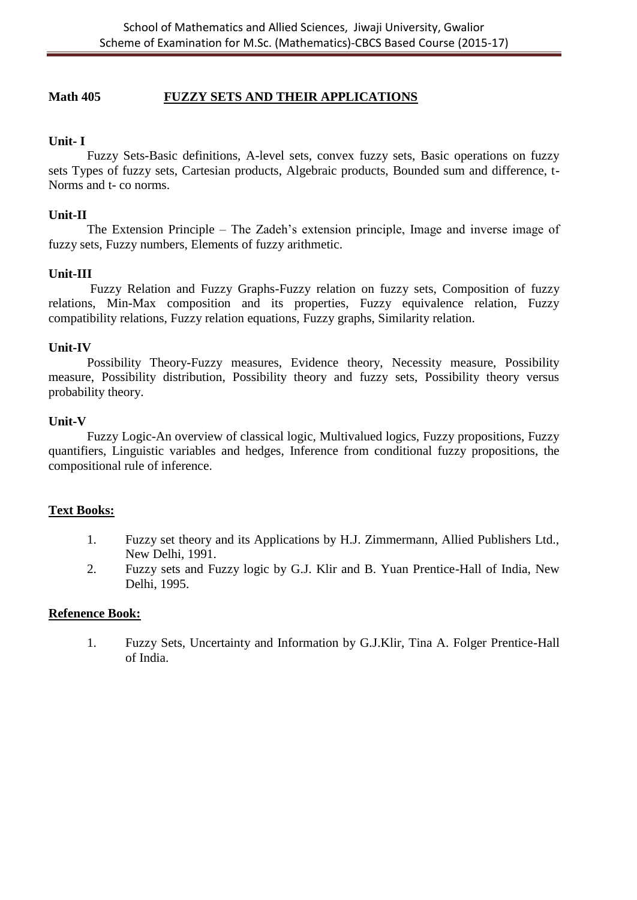**Math 405** **FUZZY SETS AND THEIR APPLICATIONS**

**Unit- I**

Fuzzy Sets-Basic definitions, A-level sets, convex fuzzy sets, Basic operations on fuzzy sets Types of fuzzy sets, Cartesian products, Algebraic products, Bounded sum and difference, t-Norms and t- co norms.

**Unit-II**

The Extension Principle – The Zadeh's extension principle, Image and inverse image of fuzzy sets, Fuzzy numbers, Elements of fuzzy arithmetic.

**Unit-III**

Fuzzy Relation and Fuzzy Graphs-Fuzzy relation on fuzzy sets, Composition of fuzzy relations, Min-Max composition and its properties, Fuzzy equivalence relation, Fuzzy compatibility relations, Fuzzy relation equations, Fuzzy graphs, Similarity relation.

**Unit-IV**

Possibility Theory-Fuzzy measures, Evidence theory, Necessity measure, Possibility measure, Possibility distribution, Possibility theory and fuzzy sets, Possibility theory versus probability theory.

**Unit-V**

Fuzzy Logic-An overview of classical logic, Multivalued logics, Fuzzy propositions, Fuzzy quantifiers, Linguistic variables and hedges, Inference from conditional fuzzy propositions, the compositional rule of inference.

**Text Books:**

1. Fuzzy set theory and its Applications by H.J. Zimmermann, Allied Publishers Ltd., New Delhi, 1991.
2. Fuzzy sets and Fuzzy logic by G.J. Klir and B. Yuan Prentice-Hall of India, New Delhi, 1995.

**Refenence Book:**

1. Fuzzy Sets, Uncertainty and Information by G.J.Klir, Tina A. Folger Prentice-Hall of India.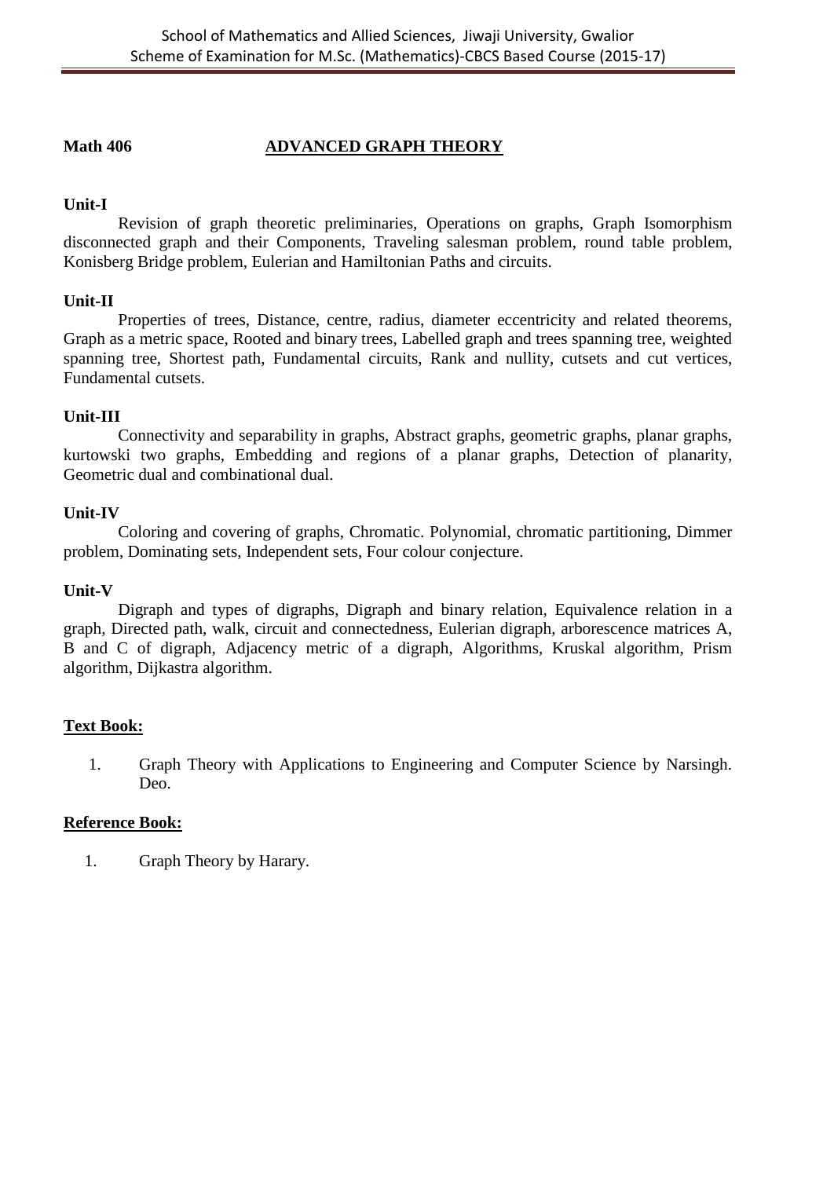**Math 406** **ADVANCED GRAPH THEORY**

**Unit-I**

Revision of graph theoretic preliminaries, Operations on graphs, Graph Isomorphism disconnected graph and their Components, Traveling salesman problem, round table problem, Konisberg Bridge problem, Eulerian and Hamiltonian Paths and circuits.

**Unit-II**

Properties of trees, Distance, centre, radius, diameter eccentricity and related theorems, Graph as a metric space, Rooted and binary trees, Labelled graph and trees spanning tree, weighted spanning tree, Shortest path, Fundamental circuits, Rank and nullity, cutsets and cut vertices, Fundamental cutsets.

**Unit-III**

Connectivity and separability in graphs, Abstract graphs, geometric graphs, planar graphs, kurtowski two graphs, Embedding and regions of a planar graphs, Detection of planarity, Geometric dual and combinational dual.

**Unit-IV**

Coloring and covering of graphs, Chromatic. Polynomial, chromatic partitioning, Dimmer problem, Dominating sets, Independent sets, Four colour conjecture.

**Unit-V**

Digraph and types of digraphs, Digraph and binary relation, Equivalence relation in a graph, Directed path, walk, circuit and connectedness, Eulerian digraph, arborescence matrices A, B and C of digraph, Adjacency metric of a digraph, Algorithms, Kruskal algorithm, Prism algorithm, Dijkastra algorithm.

**Text Book:**

1. Graph Theory with Applications to Engineering and Computer Science by Narsingh. Deo.

**Reference Book:**

1. Graph Theory by Harary.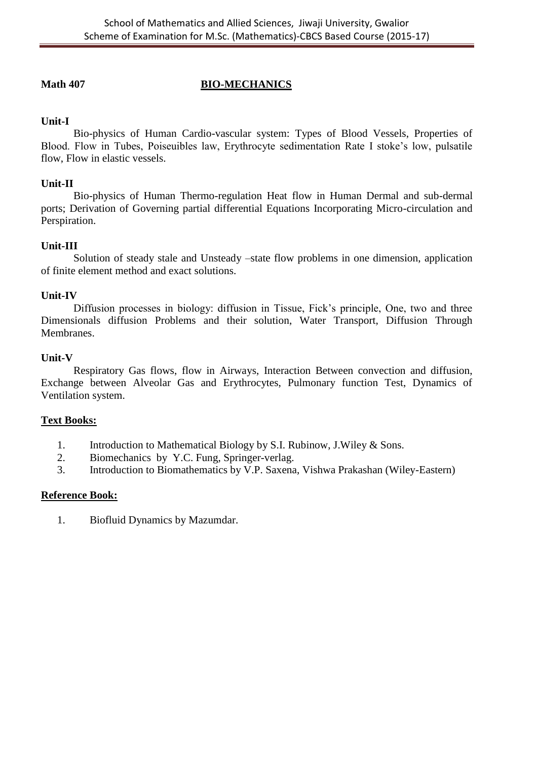**Math 407** **BIO-MECHANICS**

**Unit-I**

Bio-physics of Human Cardio-vascular system: Types of Blood Vessels, Properties of Blood. Flow in Tubes, Poiseuibles law, Erythrocyte sedimentation Rate I stoke's low, pulsatile flow, Flow in elastic vessels.

**Unit-II**

Bio-physics of Human Thermo-regulation Heat flow in Human Dermal and sub-dermal ports; Derivation of Governing partial differential Equations Incorporating Micro-circulation and Perspiration.

**Unit-III**

Solution of steady stale and Unsteady –state flow problems in one dimension, application of finite element method and exact solutions.

**Unit-IV**

Diffusion processes in biology: diffusion in Tissue, Fick's principle, One, two and three Dimensionals diffusion Problems and their solution, Water Transport, Diffusion Through Membranes.

**Unit-V**

Respiratory Gas flows, flow in Airways, Interaction Between convection and diffusion, Exchange between Alveolar Gas and Erythrocytes, Pulmonary function Test, Dynamics of Ventilation system.

**Text Books:**

1. Introduction to Mathematical Biology by S.I. Rubinow, J.Wiley & Sons.
2. Biomechanics by Y.C. Fung, Springer-verlag.
3. Introduction to Biomathematics by V.P. Saxena, Vishwa Prakashan (Wiley-Eastern)

**Reference Book:**

1. Biofluid Dynamics by Mazumdar.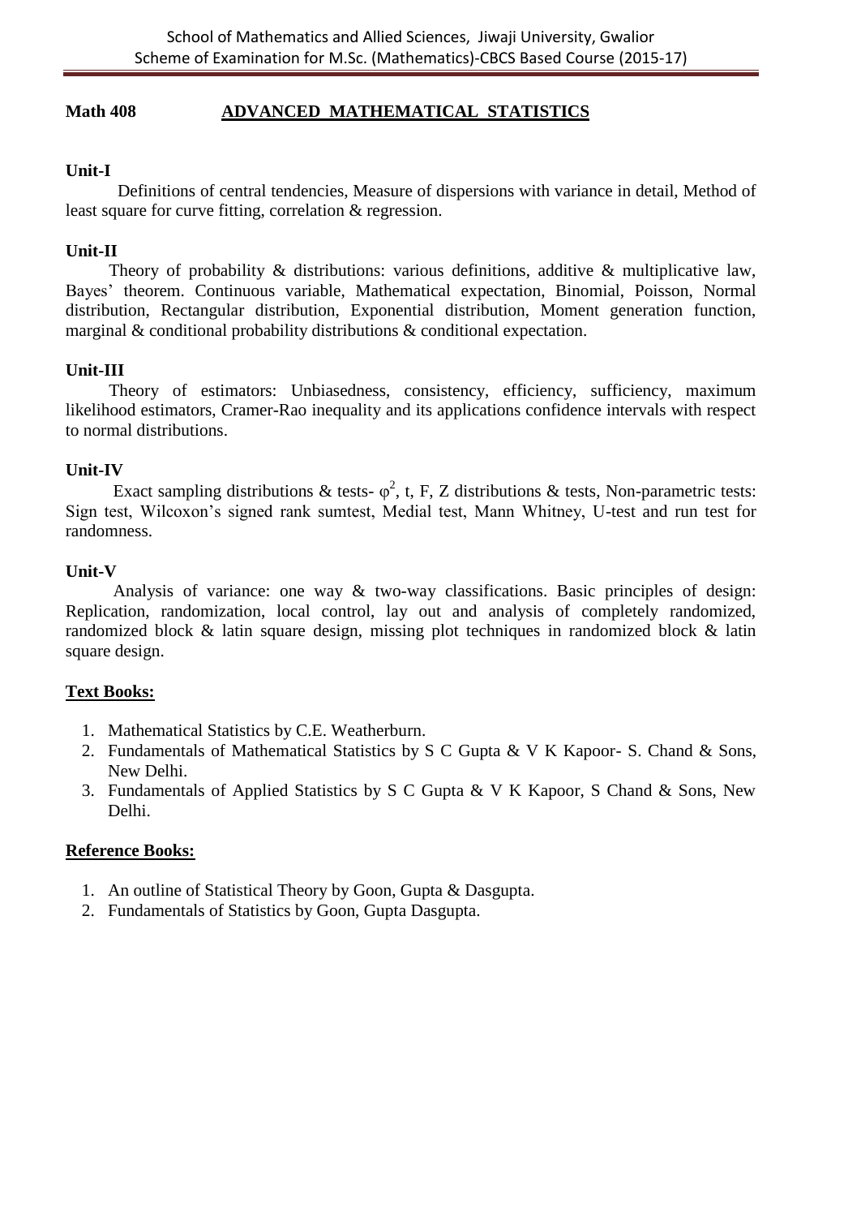**Math 408** **ADVANCED MATHEMATICAL STATISTICS**

**Unit-I**

Definitions of central tendencies, Measure of dispersions with variance in detail, Method of least square for curve fitting, correlation & regression.

**Unit-II**

Theory of probability & distributions: various definitions, additive & multiplicative law, Bayes' theorem. Continuous variable, Mathematical expectation, Binomial, Poisson, Normal distribution, Rectangular distribution, Exponential distribution, Moment generation function, marginal & conditional probability distributions & conditional expectation.

**Unit-III**

Theory of estimators: Unbiasedness, consistency, efficiency, sufficiency, maximum likelihood estimators, Cramer-Rao inequality and its applications confidence intervals with respect to normal distributions.

**Unit-IV**

Exact sampling distributions & tests- $\varphi^2$, t, F, Z distributions & tests, Non-parametric tests: Sign test, Wilcoxon's signed rank sumtest, Medial test, Mann Whitney, U-test and run test for randomness.

**Unit-V**

Analysis of variance: one way & two-way classifications. Basic principles of design: Replication, randomization, local control, lay out and analysis of completely randomized, randomized block & latin square design, missing plot techniques in randomized block & latin square design.

**Text Books:**

1. Mathematical Statistics by C.E. Weatherburn.
2. Fundamentals of Mathematical Statistics by S C Gupta & V K Kapoor- S. Chand & Sons, New Delhi.
3. Fundamentals of Applied Statistics by S C Gupta & V K Kapoor, S Chand & Sons, New Delhi.

**Reference Books:**

1. An outline of Statistical Theory by Goon, Gupta & Dasgupta.
2. Fundamentals of Statistics by Goon, Gupta Dasgupta.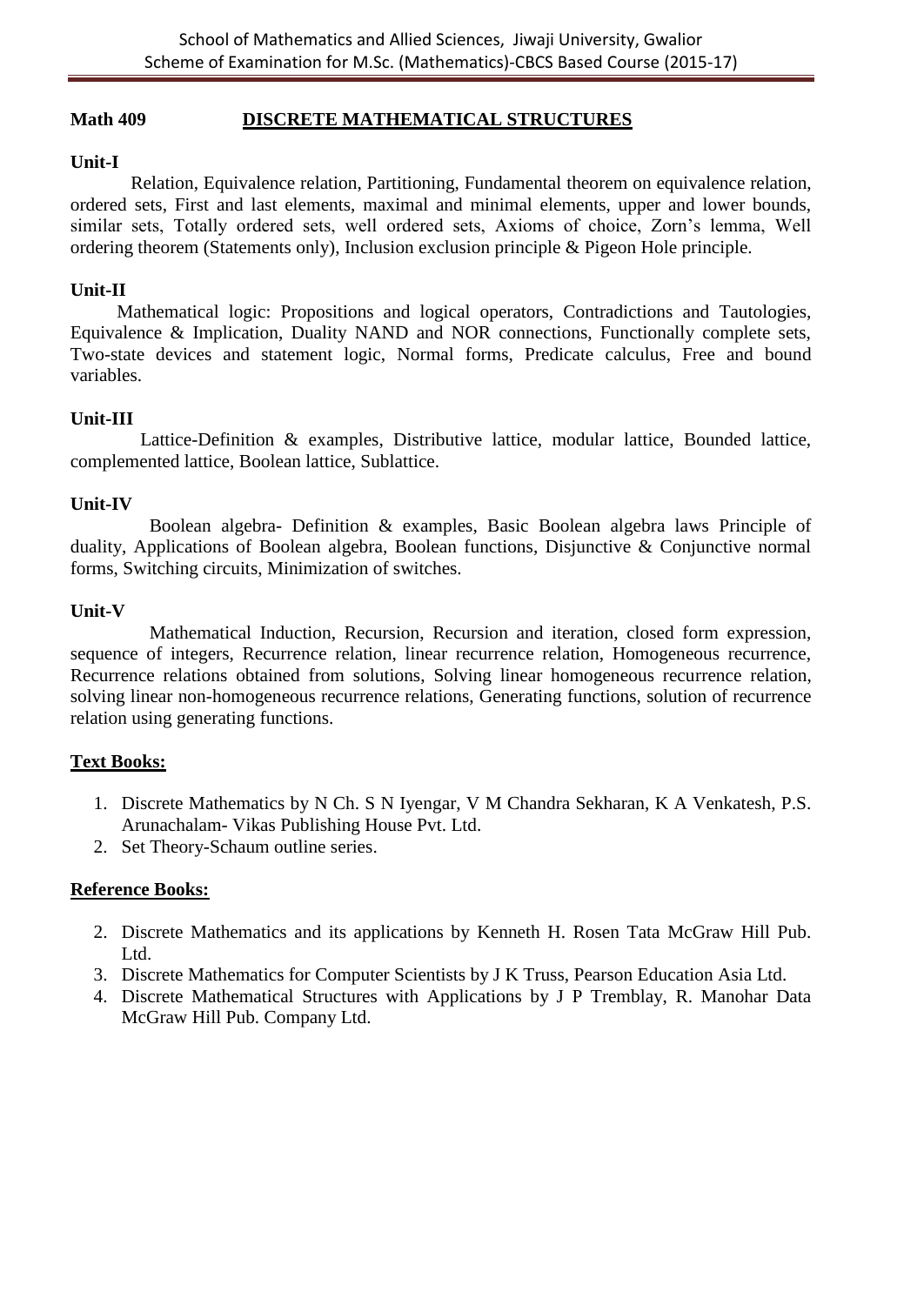## Math 409 DISCRETE MATHEMATICAL STRUCTURES

**Unit-I**

Relation, Equivalence relation, Partitioning, Fundamental theorem on equivalence relation, ordered sets, First and last elements, maximal and minimal elements, upper and lower bounds, similar sets, Totally ordered sets, well ordered sets, Axioms of choice, Zorn's lemma, Well ordering theorem (Statements only), Inclusion exclusion principle & Pigeon Hole principle.

**Unit-II**

Mathematical logic: Propositions and logical operators, Contradictions and Tautologies, Equivalence & Implication, Duality NAND and NOR connections, Functionally complete sets, Two-state devices and statement logic, Normal forms, Predicate calculus, Free and bound variables.

**Unit-III**

Lattice-Definition & examples, Distributive lattice, modular lattice, Bounded lattice, complemented lattice, Boolean lattice, Sublattice.

**Unit-IV**

Boolean algebra- Definition & examples, Basic Boolean algebra laws Principle of duality, Applications of Boolean algebra, Boolean functions, Disjunctive & Conjunctive normal forms, Switching circuits, Minimization of switches.

**Unit-V**

Mathematical Induction, Recursion, Recursion and iteration, closed form expression, sequence of integers, Recurrence relation, linear recurrence relation, Homogeneous recurrence, Recurrence relations obtained from solutions, Solving linear homogeneous recurrence relation, solving linear non-homogeneous recurrence relations, Generating functions, solution of recurrence relation using generating functions.

**Text Books:**

1. Discrete Mathematics by N Ch. S N Iyengar, V M Chandra Sekharan, K A Venkatesh, P.S. Arunachalam- Vikas Publishing House Pvt. Ltd.
2. Set Theory-Schaum outline series.

**Reference Books:**

2. Discrete Mathematics and its applications by Kenneth H. Rosen Tata McGraw Hill Pub. Ltd.
3. Discrete Mathematics for Computer Scientists by J K Truss, Pearson Education Asia Ltd.
4. Discrete Mathematical Structures with Applications by J P Tremblay, R. Manohar Data McGraw Hill Pub. Company Ltd.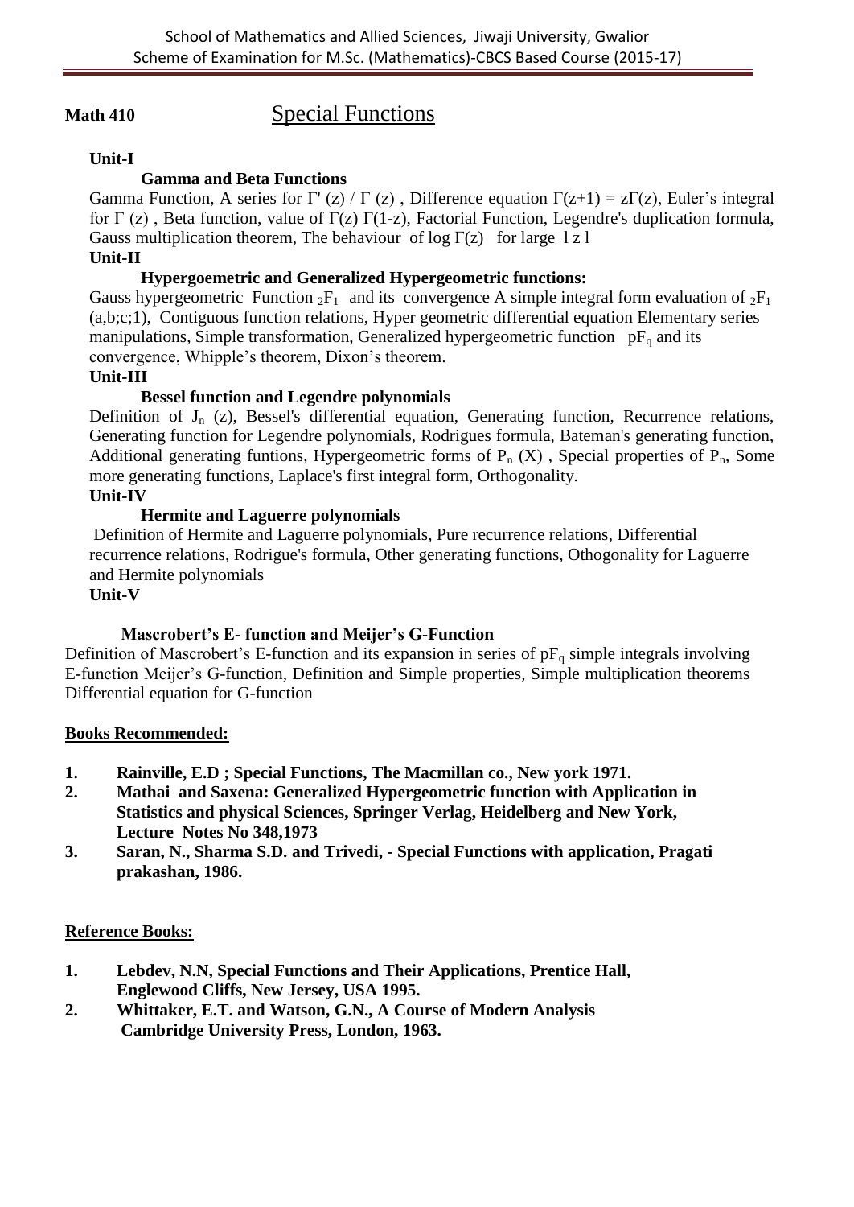**Math 410** Special Functions

**Unit-I**

**Gamma and Beta Functions**

Gamma Function, A series for $\Gamma'(z) / \Gamma(z)$ , Difference equation $\Gamma(z+1) = z\Gamma(z)$, Euler's integral for $\Gamma(z)$ , Beta function, value of $\Gamma(z)\Gamma(1-z)$, Factorial Function, Legendre's duplication formula, Gauss multiplication theorem, The behaviour of $\log \Gamma(z)$ for large $|z|$

**Unit-II**

**Hypergoemetric and Generalized Hypergeometric functions:**

Gauss hypergeometric Function ${}_2F_1$ and its convergence A simple integral form evaluation of ${}_2F_1(a,b;c;1)$, Contiguous function relations, Hyper geometric differential equation Elementary series manipulations, Simple transformation, Generalized hypergeometric function $pF_q$ and its convergence, Whipple's theorem, Dixon's theorem.

**Unit-III**

**Bessel function and Legendre polynomials**

Definition of $J_n(z)$, Bessel's differential equation, Generating function, Recurrence relations, Generating function for Legendre polynomials, Rodrigues formula, Bateman's generating function, Additional generating funtions, Hypergeometric forms of $P_n(X)$ , Special properties of $P_n$, Some more generating functions, Laplace's first integral form, Orthogonality.

**Unit-IV**

**Hermite and Laguerre polynomials**

Definition of Hermite and Laguerre polynomials, Pure recurrence relations, Differential recurrence relations, Rodrigue's formula, Other generating functions, Othogonality for Laguerre and Hermite polynomials

**Unit-V**

**Mascrobert's E- function and Meijer's G-Function**

Definition of Mascrobert's E-function and its expansion in series of $pF_q$ simple integrals involving E-function Meijer's G-function, Definition and Simple properties, Simple multiplication theorems Differential equation for G-function

**Books Recommended:**

1. **Rainville, E.D ; Special Functions, The Macmillan co., New york 1971.**
2. **Mathai and Saxena: Generalized Hypergeometric function with Application in Statistics and physical Sciences, Springer Verlag, Heidelberg and New York, Lecture Notes No 348,1973**
3. **Saran, N., Sharma S.D. and Trivedi, - Special Functions with application, Pragati prakashan, 1986.**

**Reference Books:**

1. **Lebdev, N.N, Special Functions and Their Applications, Prentice Hall, Englewood Cliffs, New Jersey, USA 1995.**
2. **Whittaker, E.T. and Watson, G.N., A Course of Modern Analysis Cambridge University Press, London, 1963.**